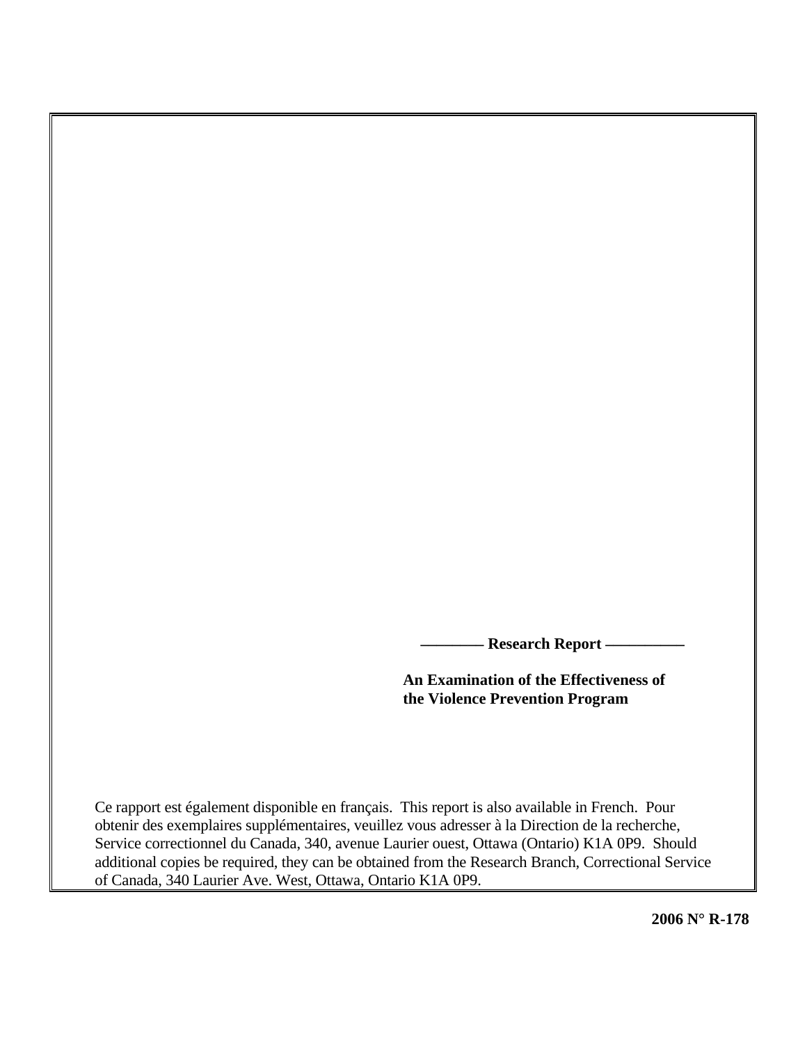**———— Research Report —————**

# An Examination of the Effectiveness of the Violence Prevention Program

Ce rapport est également disponible en français. This report is also available in French. Pour obtenir des exemplaires supplémentaires, veuillez vous adresser à la Direction de la recherche, Service correctionnel du Canada, 340, avenue Laurier ouest, Ottawa (Ontario) K1A 0P9. Should additional copies be required, they can be obtained from the Research Branch, Correctional Service of Canada, 340 Laurier Ave. West, Ottawa, Ontario K1A 0P9.

**2006 N° R-178**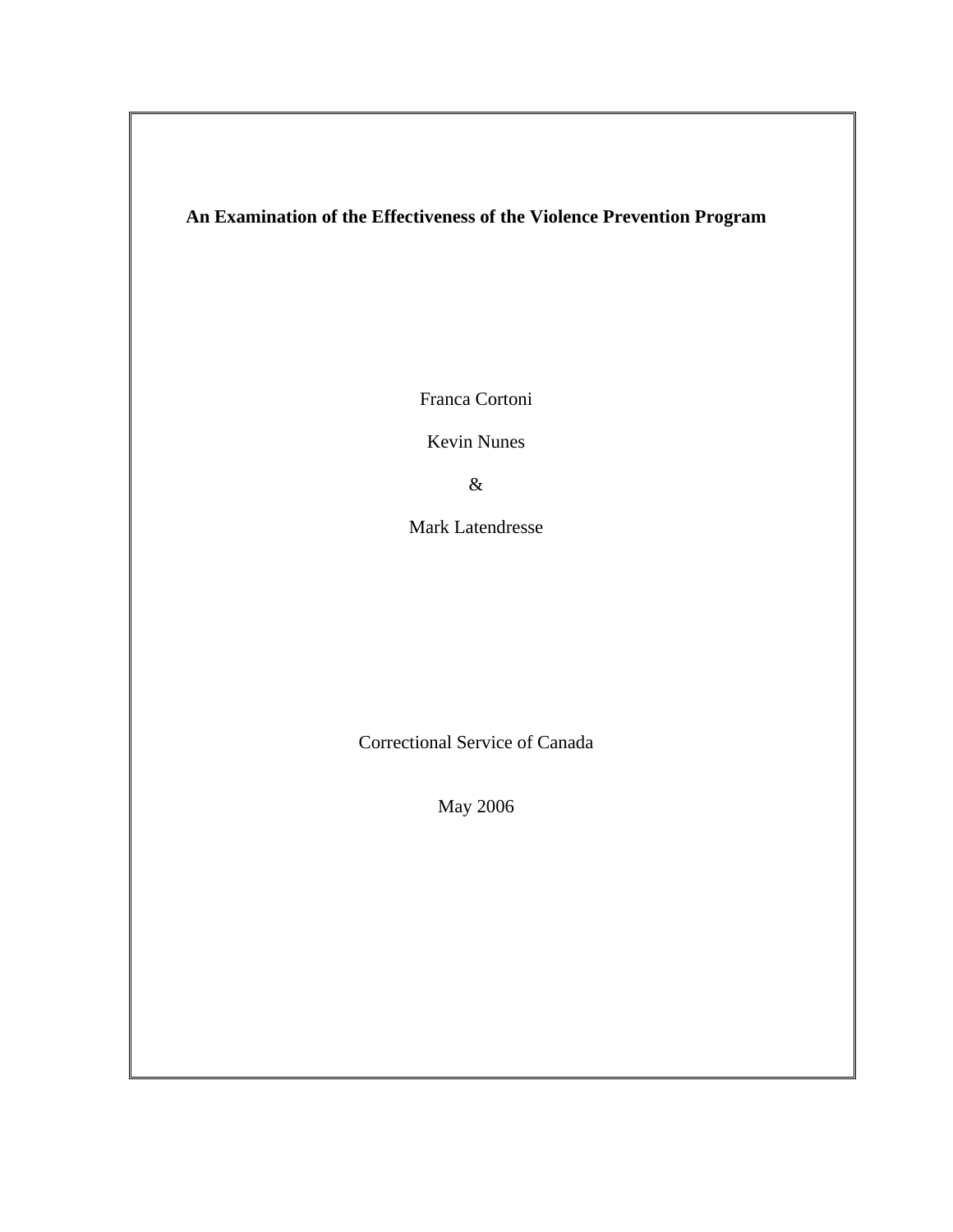**An Examination of the Effectiveness of the Violence Prevention Program**

Franca Cortoni

Kevin Nunes

&

Mark Latendresse

Correctional Service of Canada

May 2006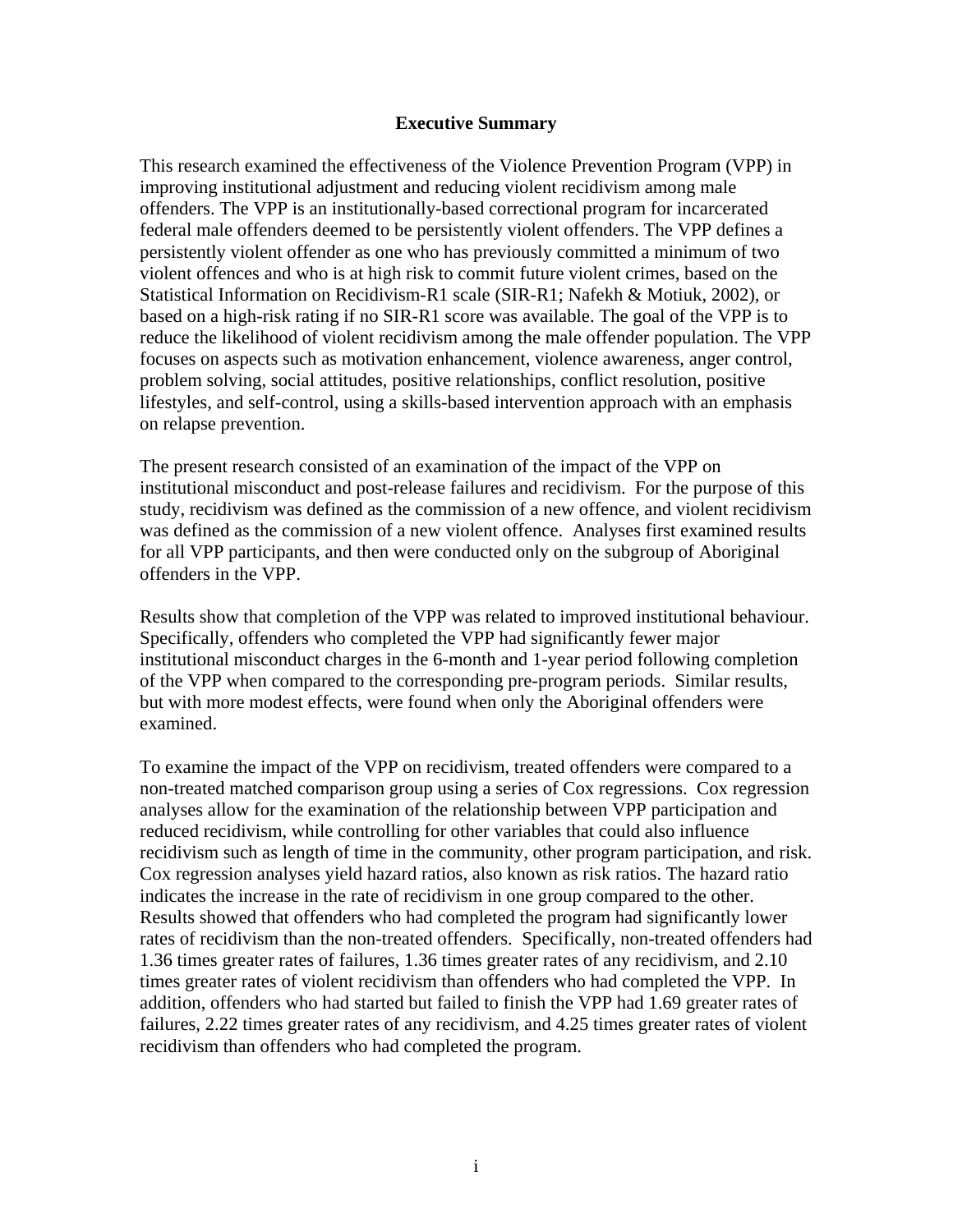## Executive Summary

This research examined the effectiveness of the Violence Prevention Program (VPP) in improving institutional adjustment and reducing violent recidivism among male offenders. The VPP is an institutionally-based correctional program for incarcerated federal male offenders deemed to be persistently violent offenders. The VPP defines a persistently violent offender as one who has previously committed a minimum of two violent offences and who is at high risk to commit future violent crimes, based on the Statistical Information on Recidivism-R1 scale (SIR-R1; Nafekh & Motiuk, 2002), or based on a high-risk rating if no SIR-R1 score was available. The goal of the VPP is to reduce the likelihood of violent recidivism among the male offender population. The VPP focuses on aspects such as motivation enhancement, violence awareness, anger control, problem solving, social attitudes, positive relationships, conflict resolution, positive lifestyles, and self-control, using a skills-based intervention approach with an emphasis on relapse prevention.

The present research consisted of an examination of the impact of the VPP on institutional misconduct and post-release failures and recidivism. For the purpose of this study, recidivism was defined as the commission of a new offence, and violent recidivism was defined as the commission of a new violent offence. Analyses first examined results for all VPP participants, and then were conducted only on the subgroup of Aboriginal offenders in the VPP.

Results show that completion of the VPP was related to improved institutional behaviour. Specifically, offenders who completed the VPP had significantly fewer major institutional misconduct charges in the 6-month and 1-year period following completion of the VPP when compared to the corresponding pre-program periods. Similar results, but with more modest effects, were found when only the Aboriginal offenders were examined.

To examine the impact of the VPP on recidivism, treated offenders were compared to a non-treated matched comparison group using a series of Cox regressions. Cox regression analyses allow for the examination of the relationship between VPP participation and reduced recidivism, while controlling for other variables that could also influence recidivism such as length of time in the community, other program participation, and risk. Cox regression analyses yield hazard ratios, also known as risk ratios. The hazard ratio indicates the increase in the rate of recidivism in one group compared to the other. Results showed that offenders who had completed the program had significantly lower rates of recidivism than the non-treated offenders. Specifically, non-treated offenders had 1.36 times greater rates of failures, 1.36 times greater rates of any recidivism, and 2.10 times greater rates of violent recidivism than offenders who had completed the VPP. In addition, offenders who had started but failed to finish the VPP had 1.69 greater rates of failures, 2.22 times greater rates of any recidivism, and 4.25 times greater rates of violent recidivism than offenders who had completed the program.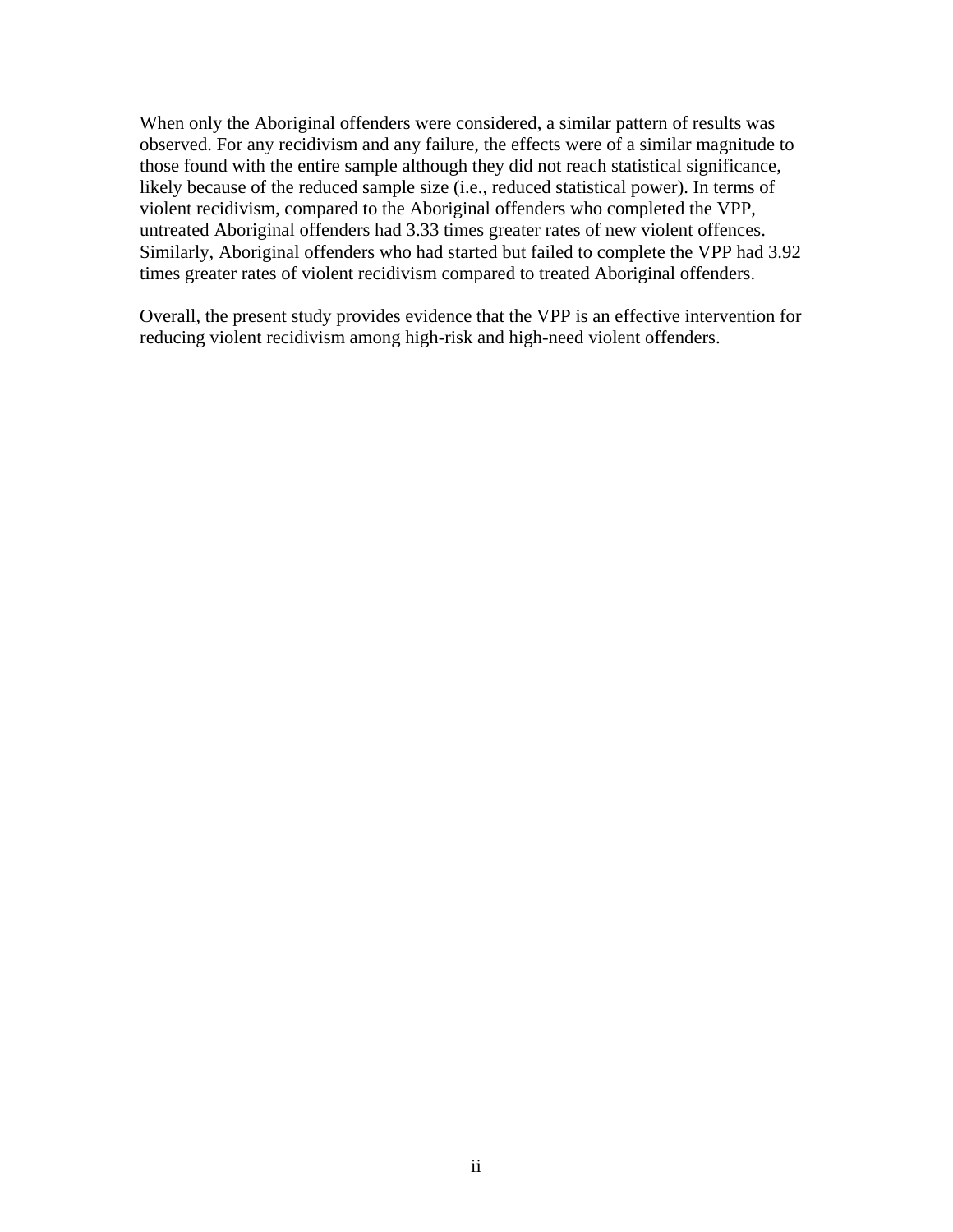When only the Aboriginal offenders were considered, a similar pattern of results was observed. For any recidivism and any failure, the effects were of a similar magnitude to those found with the entire sample although they did not reach statistical significance, likely because of the reduced sample size (i.e., reduced statistical power). In terms of violent recidivism, compared to the Aboriginal offenders who completed the VPP, untreated Aboriginal offenders had 3.33 times greater rates of new violent offences. Similarly, Aboriginal offenders who had started but failed to complete the VPP had 3.92 times greater rates of violent recidivism compared to treated Aboriginal offenders.

Overall, the present study provides evidence that the VPP is an effective intervention for reducing violent recidivism among high-risk and high-need violent offenders.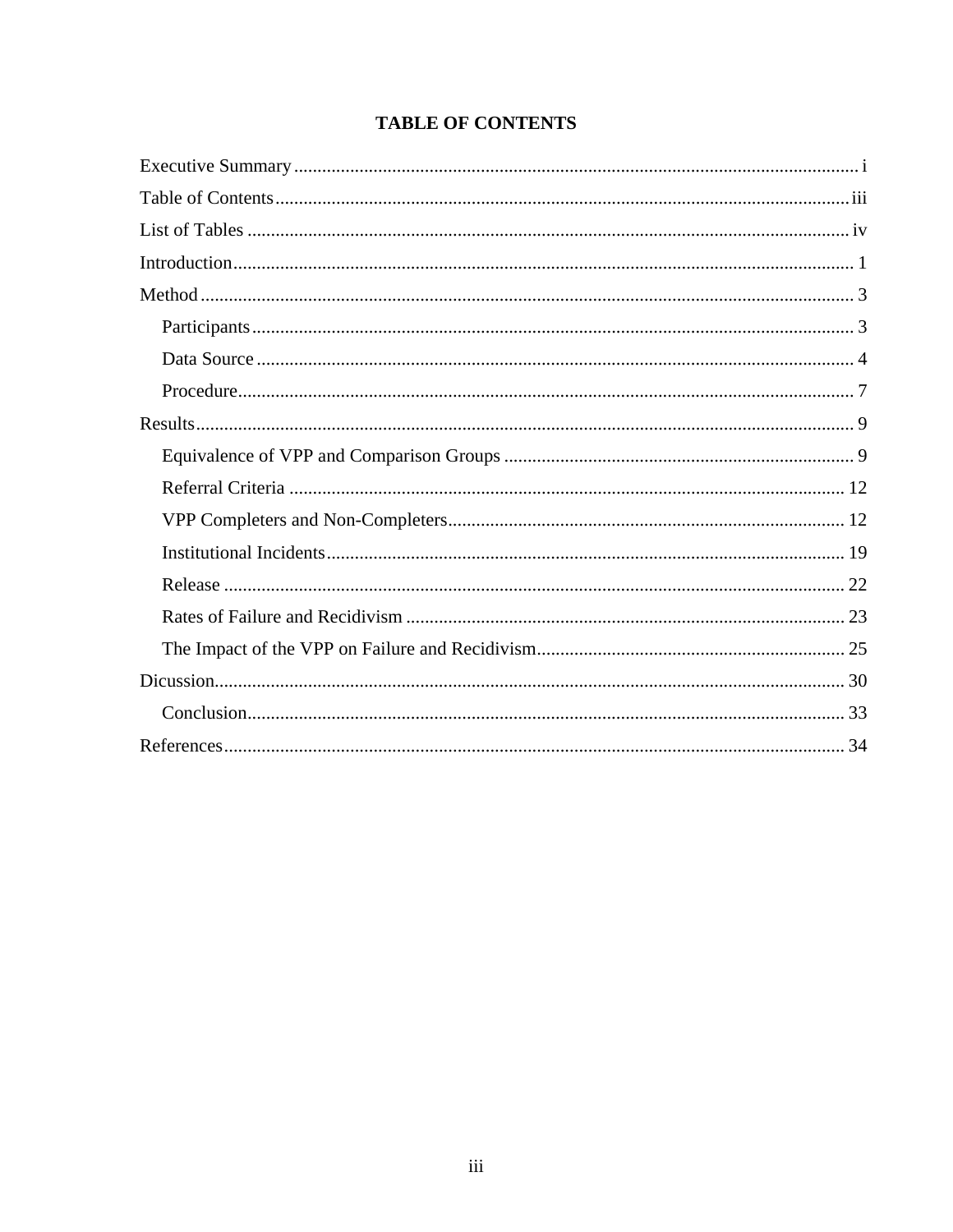# TABLE OF CONTENTS

Executive Summary ........................................................................................................ i

Table of Contents ........................................................................................................ iii

List of Tables .............................................................................................................. iv

Introduction .................................................................................................................. 1

Method ......................................................................................................................... 3

- Participants ............................................................................................................ 3
- Data Source ........................................................................................................... 4
- Procedure .............................................................................................................. 7

Results .......................................................................................................................... 9

- Equivalence of VPP and Comparison Groups ........................................................... 9
- Referral Criteria ..................................................................................................... 12
- VPP Completers and Non-Completers ..................................................................... 12
- Institutional Incidents ............................................................................................. 19
- Release ................................................................................................................. 22
- Rates of Failure and Recidivism ............................................................................. 23
- The Impact of the VPP on Failure and Recidivism ................................................... 25

Dicussion ..................................................................................................................... 30

- Conclusion ............................................................................................................. 33

References ................................................................................................................... 34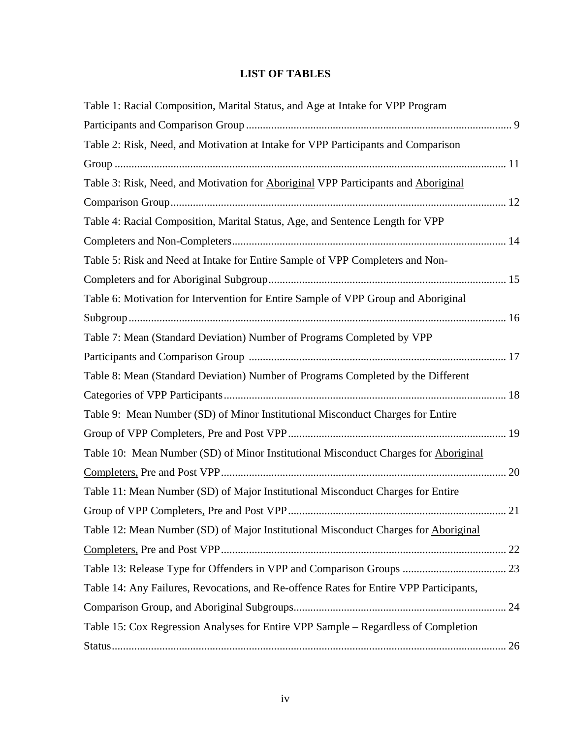## LIST OF TABLES

Table 1: Racial Composition, Marital Status, and Age at Intake for VPP Program Participants and Comparison Group .......... 9

Table 2: Risk, Need, and Motivation at Intake for VPP Participants and Comparison Group .......... 11

Table 3: Risk, Need, and Motivation for Aboriginal VPP Participants and Aboriginal Comparison Group .......... 12

Table 4: Racial Composition, Marital Status, Age, and Sentence Length for VPP Completers and Non-Completers .......... 14

Table 5: Risk and Need at Intake for Entire Sample of VPP Completers and Non-Completers and for Aboriginal Subgroup .......... 15

Table 6: Motivation for Intervention for Entire Sample of VPP Group and Aboriginal Subgroup .......... 16

Table 7: Mean (Standard Deviation) Number of Programs Completed by VPP Participants and Comparison Group .......... 17

Table 8: Mean (Standard Deviation) Number of Programs Completed by the Different Categories of VPP Participants .......... 18

Table 9: Mean Number (SD) of Minor Institutional Misconduct Charges for Entire Group of VPP Completers, Pre and Post VPP .......... 19

Table 10: Mean Number (SD) of Minor Institutional Misconduct Charges for Aboriginal Completers, Pre and Post VPP .......... 20

Table 11: Mean Number (SD) of Major Institutional Misconduct Charges for Entire Group of VPP Completers, Pre and Post VPP .......... 21

Table 12: Mean Number (SD) of Major Institutional Misconduct Charges for Aboriginal Completers, Pre and Post VPP .......... 22

Table 13: Release Type for Offenders in VPP and Comparison Groups .......... 23

Table 14: Any Failures, Revocations, and Re-offence Rates for Entire VPP Participants, Comparison Group, and Aboriginal Subgroups .......... 24

Table 15: Cox Regression Analyses for Entire VPP Sample – Regardless of Completion Status .......... 26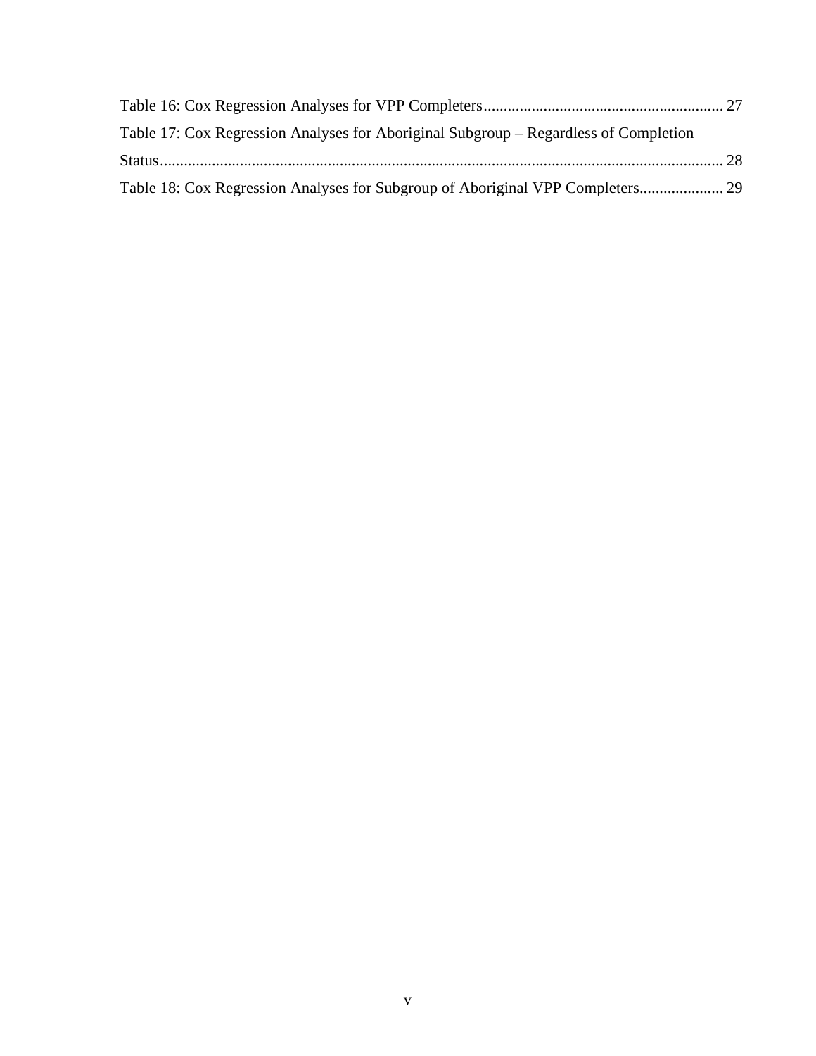Table 16: Cox Regression Analyses for VPP Completers ........................................................... 27

Table 17: Cox Regression Analyses for Aboriginal Subgroup – Regardless of Completion Status ........................................................................................................................... 28

Table 18: Cox Regression Analyses for Subgroup of Aboriginal VPP Completers..................... 29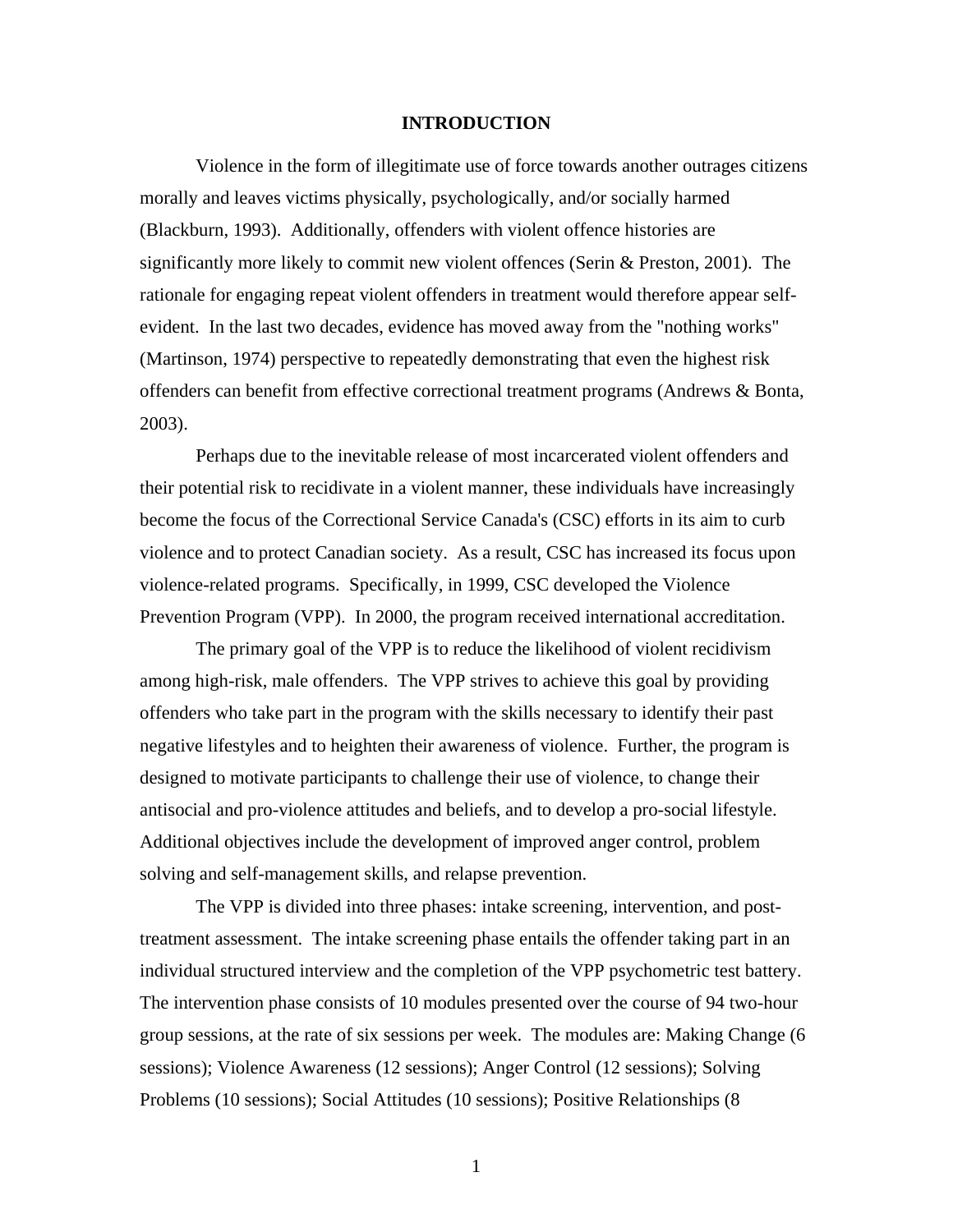# INTRODUCTION

Violence in the form of illegitimate use of force towards another outrages citizens morally and leaves victims physically, psychologically, and/or socially harmed (Blackburn, 1993). Additionally, offenders with violent offence histories are significantly more likely to commit new violent offences (Serin & Preston, 2001). The rationale for engaging repeat violent offenders in treatment would therefore appear self-evident. In the last two decades, evidence has moved away from the "nothing works" (Martinson, 1974) perspective to repeatedly demonstrating that even the highest risk offenders can benefit from effective correctional treatment programs (Andrews & Bonta, 2003).

Perhaps due to the inevitable release of most incarcerated violent offenders and their potential risk to recidivate in a violent manner, these individuals have increasingly become the focus of the Correctional Service Canada's (CSC) efforts in its aim to curb violence and to protect Canadian society. As a result, CSC has increased its focus upon violence-related programs. Specifically, in 1999, CSC developed the Violence Prevention Program (VPP). In 2000, the program received international accreditation.

The primary goal of the VPP is to reduce the likelihood of violent recidivism among high-risk, male offenders. The VPP strives to achieve this goal by providing offenders who take part in the program with the skills necessary to identify their past negative lifestyles and to heighten their awareness of violence. Further, the program is designed to motivate participants to challenge their use of violence, to change their antisocial and pro-violence attitudes and beliefs, and to develop a pro-social lifestyle. Additional objectives include the development of improved anger control, problem solving and self-management skills, and relapse prevention.

The VPP is divided into three phases: intake screening, intervention, and post-treatment assessment. The intake screening phase entails the offender taking part in an individual structured interview and the completion of the VPP psychometric test battery. The intervention phase consists of 10 modules presented over the course of 94 two-hour group sessions, at the rate of six sessions per week. The modules are: Making Change (6 sessions); Violence Awareness (12 sessions); Anger Control (12 sessions); Solving Problems (10 sessions); Social Attitudes (10 sessions); Positive Relationships (8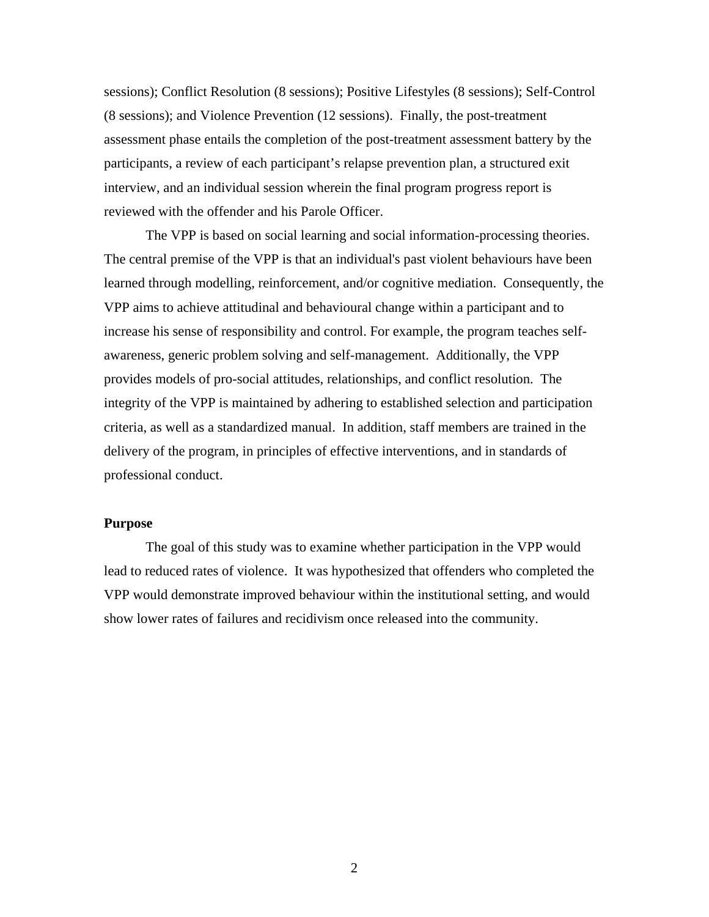sessions); Conflict Resolution (8 sessions); Positive Lifestyles (8 sessions); Self-Control (8 sessions); and Violence Prevention (12 sessions). Finally, the post-treatment assessment phase entails the completion of the post-treatment assessment battery by the participants, a review of each participant's relapse prevention plan, a structured exit interview, and an individual session wherein the final program progress report is reviewed with the offender and his Parole Officer.

The VPP is based on social learning and social information-processing theories. The central premise of the VPP is that an individual's past violent behaviours have been learned through modelling, reinforcement, and/or cognitive mediation. Consequently, the VPP aims to achieve attitudinal and behavioural change within a participant and to increase his sense of responsibility and control. For example, the program teaches self-awareness, generic problem solving and self-management. Additionally, the VPP provides models of pro-social attitudes, relationships, and conflict resolution. The integrity of the VPP is maintained by adhering to established selection and participation criteria, as well as a standardized manual. In addition, staff members are trained in the delivery of the program, in principles of effective interventions, and in standards of professional conduct.

**Purpose**

The goal of this study was to examine whether participation in the VPP would lead to reduced rates of violence. It was hypothesized that offenders who completed the VPP would demonstrate improved behaviour within the institutional setting, and would show lower rates of failures and recidivism once released into the community.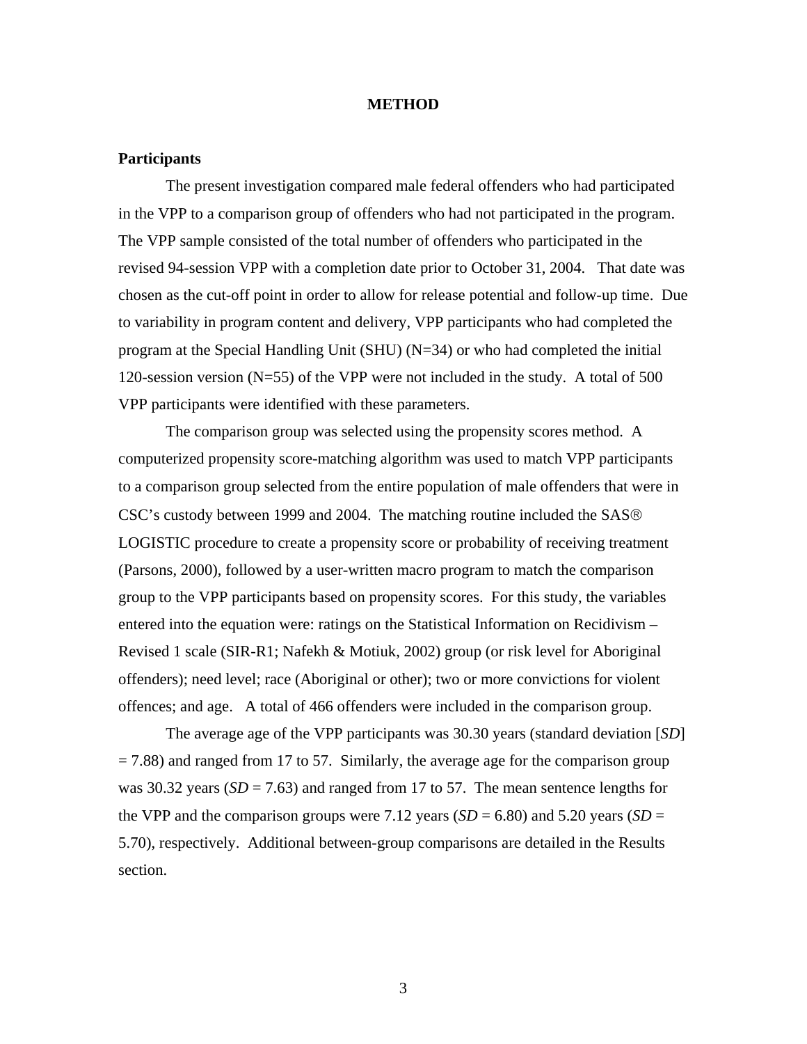# METHOD

## Participants

The present investigation compared male federal offenders who had participated in the VPP to a comparison group of offenders who had not participated in the program. The VPP sample consisted of the total number of offenders who participated in the revised 94-session VPP with a completion date prior to October 31, 2004. That date was chosen as the cut-off point in order to allow for release potential and follow-up time. Due to variability in program content and delivery, VPP participants who had completed the program at the Special Handling Unit (SHU) (N=34) or who had completed the initial 120-session version (N=55) of the VPP were not included in the study. A total of 500 VPP participants were identified with these parameters.

The comparison group was selected using the propensity scores method. A computerized propensity score-matching algorithm was used to match VPP participants to a comparison group selected from the entire population of male offenders that were in CSC's custody between 1999 and 2004. The matching routine included the SAS® LOGISTIC procedure to create a propensity score or probability of receiving treatment (Parsons, 2000), followed by a user-written macro program to match the comparison group to the VPP participants based on propensity scores. For this study, the variables entered into the equation were: ratings on the Statistical Information on Recidivism – Revised 1 scale (SIR-R1; Nafekh & Motiuk, 2002) group (or risk level for Aboriginal offenders); need level; race (Aboriginal or other); two or more convictions for violent offences; and age. A total of 466 offenders were included in the comparison group.

The average age of the VPP participants was 30.30 years (standard deviation [*SD*] = 7.88) and ranged from 17 to 57. Similarly, the average age for the comparison group was 30.32 years (*SD* = 7.63) and ranged from 17 to 57. The mean sentence lengths for the VPP and the comparison groups were 7.12 years (*SD* = 6.80) and 5.20 years (*SD* = 5.70), respectively. Additional between-group comparisons are detailed in the Results section.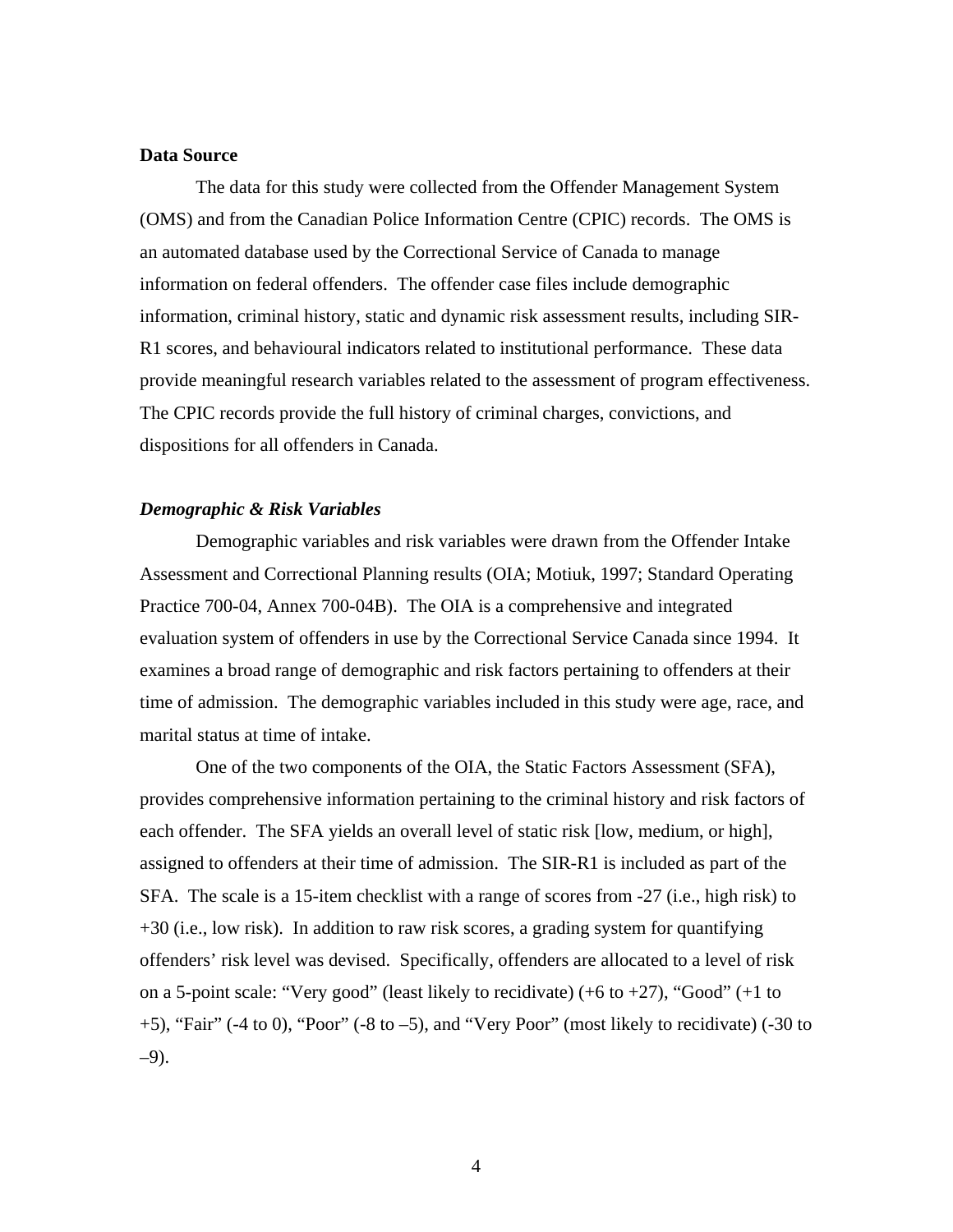**Data Source**

The data for this study were collected from the Offender Management System (OMS) and from the Canadian Police Information Centre (CPIC) records. The OMS is an automated database used by the Correctional Service of Canada to manage information on federal offenders. The offender case files include demographic information, criminal history, static and dynamic risk assessment results, including SIR-R1 scores, and behavioural indicators related to institutional performance. These data provide meaningful research variables related to the assessment of program effectiveness. The CPIC records provide the full history of criminal charges, convictions, and dispositions for all offenders in Canada.

***Demographic & Risk Variables***

Demographic variables and risk variables were drawn from the Offender Intake Assessment and Correctional Planning results (OIA; Motiuk, 1997; Standard Operating Practice 700-04, Annex 700-04B). The OIA is a comprehensive and integrated evaluation system of offenders in use by the Correctional Service Canada since 1994. It examines a broad range of demographic and risk factors pertaining to offenders at their time of admission. The demographic variables included in this study were age, race, and marital status at time of intake.

One of the two components of the OIA, the Static Factors Assessment (SFA), provides comprehensive information pertaining to the criminal history and risk factors of each offender. The SFA yields an overall level of static risk [low, medium, or high], assigned to offenders at their time of admission. The SIR-R1 is included as part of the SFA. The scale is a 15-item checklist with a range of scores from -27 (i.e., high risk) to +30 (i.e., low risk). In addition to raw risk scores, a grading system for quantifying offenders' risk level was devised. Specifically, offenders are allocated to a level of risk on a 5-point scale: "Very good" (least likely to recidivate) (+6 to +27), "Good" (+1 to +5), "Fair" (-4 to 0), "Poor" (-8 to –5), and "Very Poor" (most likely to recidivate) (-30 to –9).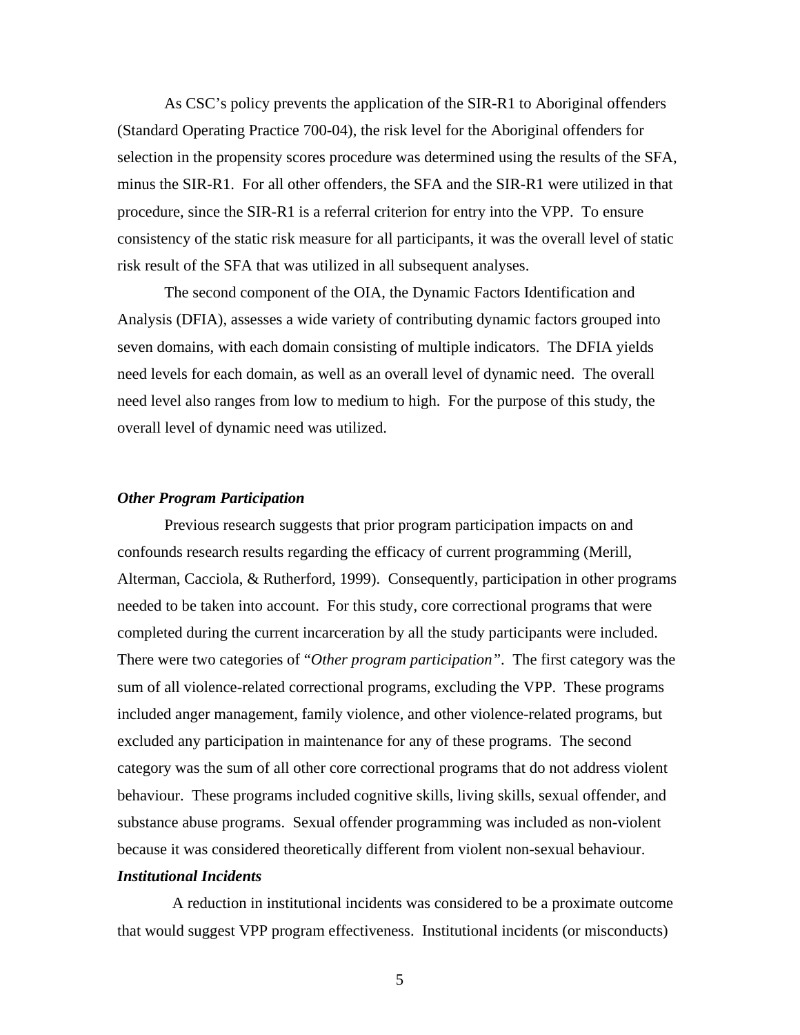As CSC's policy prevents the application of the SIR-R1 to Aboriginal offenders (Standard Operating Practice 700-04), the risk level for the Aboriginal offenders for selection in the propensity scores procedure was determined using the results of the SFA, minus the SIR-R1. For all other offenders, the SFA and the SIR-R1 were utilized in that procedure, since the SIR-R1 is a referral criterion for entry into the VPP. To ensure consistency of the static risk measure for all participants, it was the overall level of static risk result of the SFA that was utilized in all subsequent analyses.

The second component of the OIA, the Dynamic Factors Identification and Analysis (DFIA), assesses a wide variety of contributing dynamic factors grouped into seven domains, with each domain consisting of multiple indicators. The DFIA yields need levels for each domain, as well as an overall level of dynamic need. The overall need level also ranges from low to medium to high. For the purpose of this study, the overall level of dynamic need was utilized.

### *Other Program Participation*

Previous research suggests that prior program participation impacts on and confounds research results regarding the efficacy of current programming (Merill, Alterman, Cacciola, & Rutherford, 1999). Consequently, participation in other programs needed to be taken into account. For this study, core correctional programs that were completed during the current incarceration by all the study participants were included. There were two categories of "*Other program participation*". The first category was the sum of all violence-related correctional programs, excluding the VPP. These programs included anger management, family violence, and other violence-related programs, but excluded any participation in maintenance for any of these programs. The second category was the sum of all other core correctional programs that do not address violent behaviour. These programs included cognitive skills, living skills, sexual offender, and substance abuse programs. Sexual offender programming was included as non-violent because it was considered theoretically different from violent non-sexual behaviour.

### *Institutional Incidents*

A reduction in institutional incidents was considered to be a proximate outcome that would suggest VPP program effectiveness. Institutional incidents (or misconducts)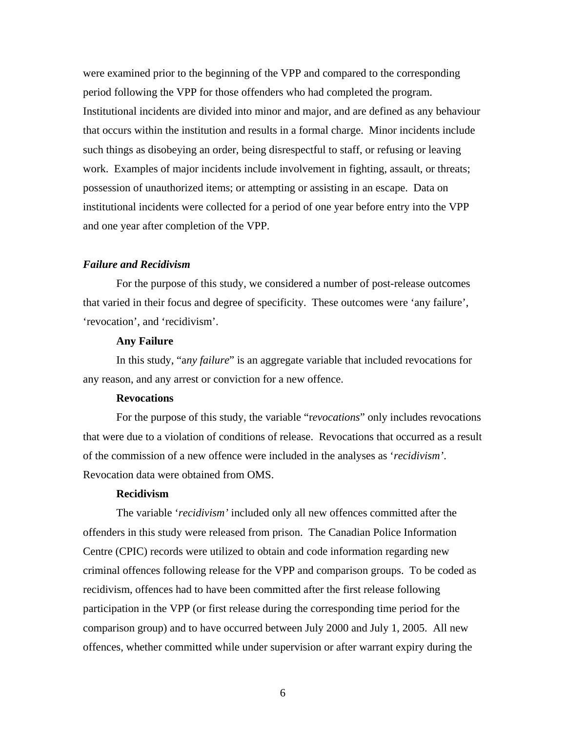were examined prior to the beginning of the VPP and compared to the corresponding period following the VPP for those offenders who had completed the program. Institutional incidents are divided into minor and major, and are defined as any behaviour that occurs within the institution and results in a formal charge. Minor incidents include such things as disobeying an order, being disrespectful to staff, or refusing or leaving work. Examples of major incidents include involvement in fighting, assault, or threats; possession of unauthorized items; or attempting or assisting in an escape. Data on institutional incidents were collected for a period of one year before entry into the VPP and one year after completion of the VPP.

### *Failure and Recidivism*

For the purpose of this study, we considered a number of post-release outcomes that varied in their focus and degree of specificity. These outcomes were 'any failure', 'revocation', and 'recidivism'.

#### **Any Failure**

In this study, "a*ny failure*" is an aggregate variable that included revocations for any reason, and any arrest or conviction for a new offence.

#### **Revocations**

For the purpose of this study, the variable "r*evocations*" only includes revocations that were due to a violation of conditions of release. Revocations that occurred as a result of the commission of a new offence were included in the analyses as '*recidivism'*. Revocation data were obtained from OMS.

#### **Recidivism**

The variable '*recidivism'* included only all new offences committed after the offenders in this study were released from prison. The Canadian Police Information Centre (CPIC) records were utilized to obtain and code information regarding new criminal offences following release for the VPP and comparison groups. To be coded as recidivism, offences had to have been committed after the first release following participation in the VPP (or first release during the corresponding time period for the comparison group) and to have occurred between July 2000 and July 1, 2005. All new offences, whether committed while under supervision or after warrant expiry during the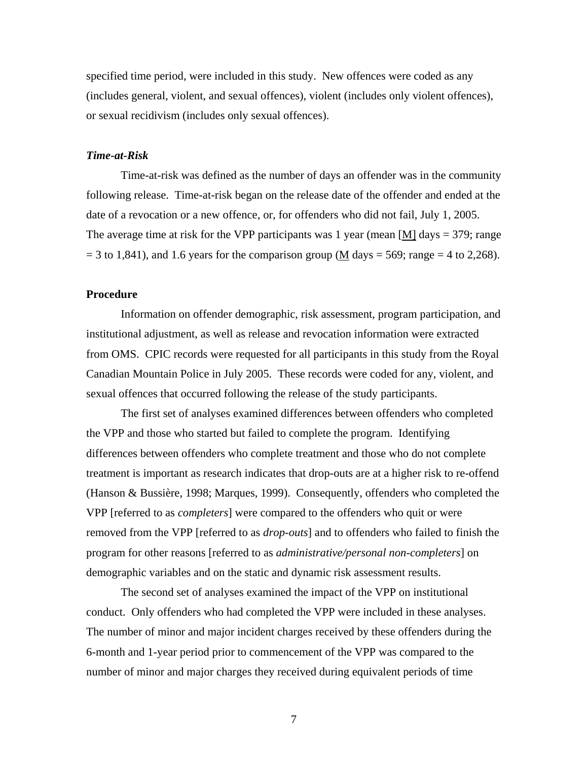specified time period, were included in this study. New offences were coded as any (includes general, violent, and sexual offences), violent (includes only violent offences), or sexual recidivism (includes only sexual offences).

### *Time-at-Risk*

Time-at-risk was defined as the number of days an offender was in the community following release. Time-at-risk began on the release date of the offender and ended at the date of a revocation or a new offence, or, for offenders who did not fail, July 1, 2005. The average time at risk for the VPP participants was 1 year (mean [M] days = 379; range = 3 to 1,841), and 1.6 years for the comparison group (M days = 569; range = 4 to 2,268).

## **Procedure**

Information on offender demographic, risk assessment, program participation, and institutional adjustment, as well as release and revocation information were extracted from OMS. CPIC records were requested for all participants in this study from the Royal Canadian Mountain Police in July 2005. These records were coded for any, violent, and sexual offences that occurred following the release of the study participants.

The first set of analyses examined differences between offenders who completed the VPP and those who started but failed to complete the program. Identifying differences between offenders who complete treatment and those who do not complete treatment is important as research indicates that drop-outs are at a higher risk to re-offend (Hanson & Bussière, 1998; Marques, 1999). Consequently, offenders who completed the VPP [referred to as *completers*] were compared to the offenders who quit or were removed from the VPP [referred to as *drop-outs*] and to offenders who failed to finish the program for other reasons [referred to as *administrative/personal non-completers*] on demographic variables and on the static and dynamic risk assessment results.

The second set of analyses examined the impact of the VPP on institutional conduct. Only offenders who had completed the VPP were included in these analyses. The number of minor and major incident charges received by these offenders during the 6-month and 1-year period prior to commencement of the VPP was compared to the number of minor and major charges they received during equivalent periods of time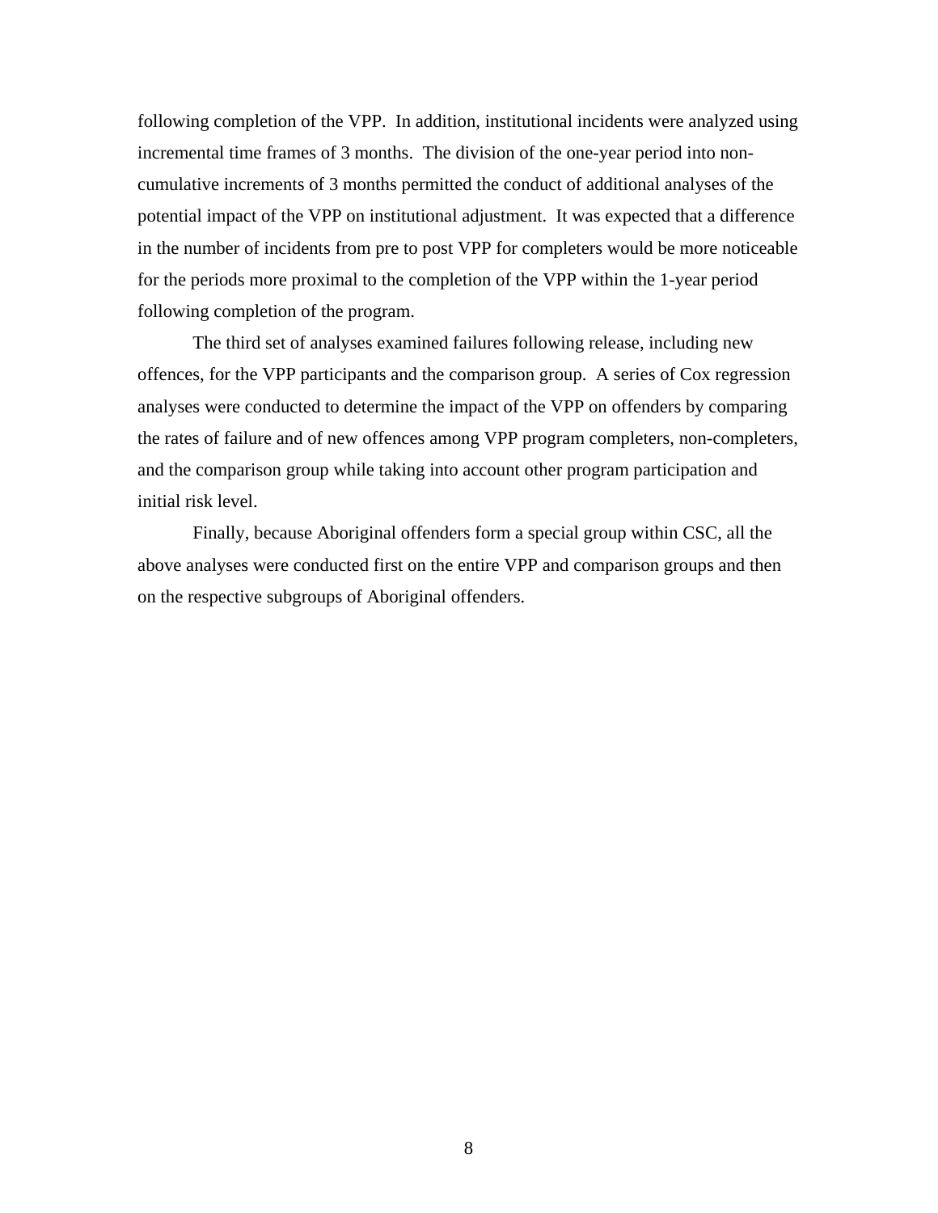following completion of the VPP. In addition, institutional incidents were analyzed using incremental time frames of 3 months. The division of the one-year period into non-cumulative increments of 3 months permitted the conduct of additional analyses of the potential impact of the VPP on institutional adjustment. It was expected that a difference in the number of incidents from pre to post VPP for completers would be more noticeable for the periods more proximal to the completion of the VPP within the 1-year period following completion of the program.

The third set of analyses examined failures following release, including new offences, for the VPP participants and the comparison group. A series of Cox regression analyses were conducted to determine the impact of the VPP on offenders by comparing the rates of failure and of new offences among VPP program completers, non-completers, and the comparison group while taking into account other program participation and initial risk level.

Finally, because Aboriginal offenders form a special group within CSC, all the above analyses were conducted first on the entire VPP and comparison groups and then on the respective subgroups of Aboriginal offenders.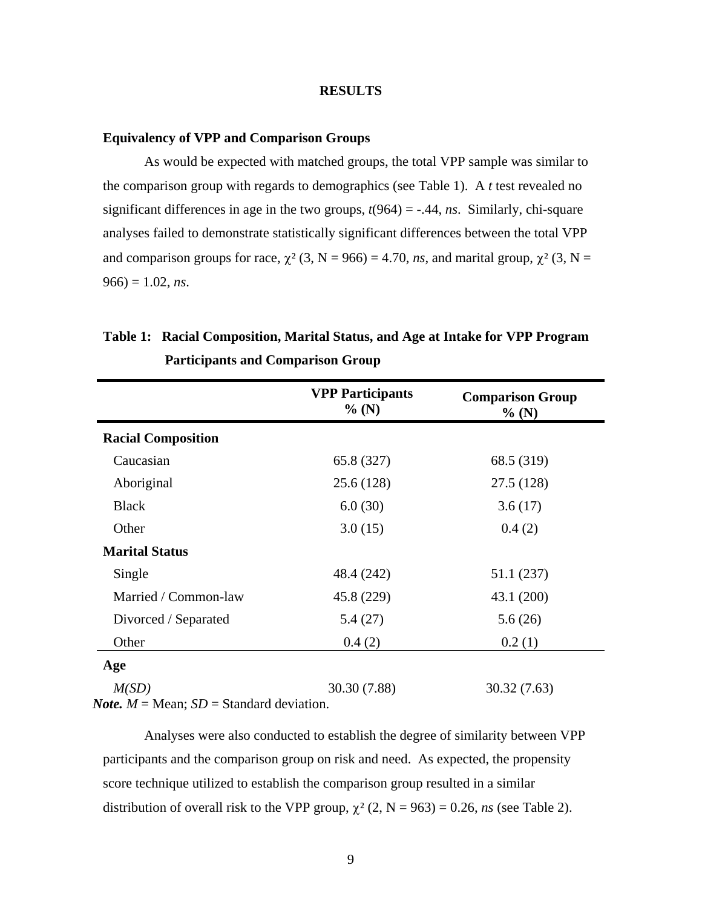# RESULTS

## Equivalency of VPP and Comparison Groups

As would be expected with matched groups, the total VPP sample was similar to the comparison group with regards to demographics (see Table 1). A *t* test revealed no significant differences in age in the two groups, $t(964) = -.44$, *ns*. Similarly, chi-square analyses failed to demonstrate statistically significant differences between the total VPP and comparison groups for race, $\chi^2$ (3, N = 966) = 4.70, *ns*, and marital group, $\chi^2$ (3, N = 966) = 1.02, *ns*.

**Table 1: Racial Composition, Marital Status, and Age at Intake for VPP Program Participants and Comparison Group**

| | VPP Participants % (N) | Comparison Group % (N) |
|---|---|---|
| **Racial Composition** | | |
| Caucasian | 65.8 (327) | 68.5 (319) |
| Aboriginal | 25.6 (128) | 27.5 (128) |
| Black | 6.0 (30) | 3.6 (17) |
| Other | 3.0 (15) | 0.4 (2) |
| **Marital Status** | | |
| Single | 48.4 (242) | 51.1 (237) |
| Married / Common-law | 45.8 (229) | 43.1 (200) |
| Divorced / Separated | 5.4 (27) | 5.6 (26) |
| Other | 0.4 (2) | 0.2 (1) |
| **Age** | | |
| *M(SD)* | 30.30 (7.88) | 30.32 (7.63) |

***Note.*** *M* = Mean; *SD* = Standard deviation.

Analyses were also conducted to establish the degree of similarity between VPP participants and the comparison group on risk and need. As expected, the propensity score technique utilized to establish the comparison group resulted in a similar distribution of overall risk to the VPP group, $\chi^2$ (2, N = 963) = 0.26, *ns* (see Table 2).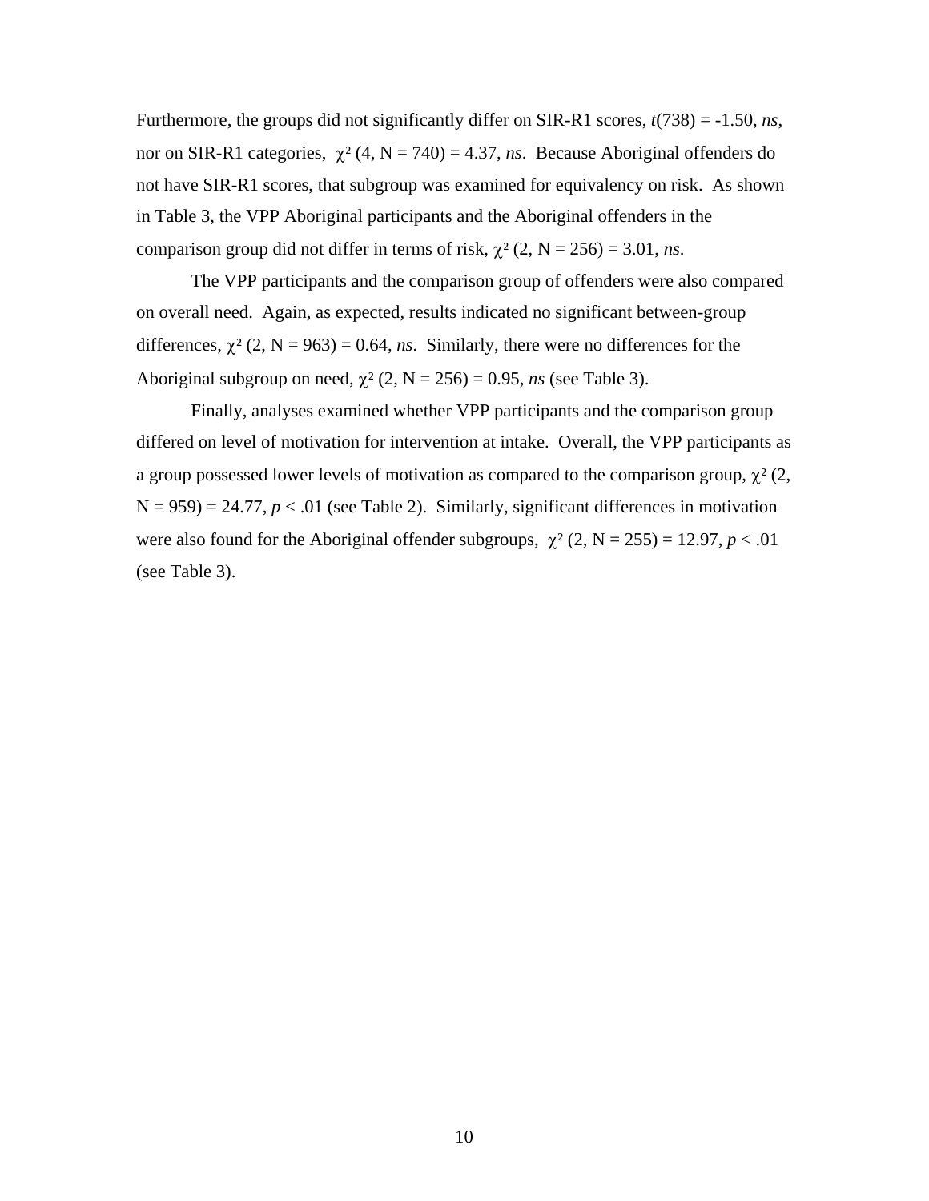Furthermore, the groups did not significantly differ on SIR-R1 scores, $t(738) = -1.50$, *ns*, nor on SIR-R1 categories, $\chi^2$ (4, N = 740) = 4.37, *ns*. Because Aboriginal offenders do not have SIR-R1 scores, that subgroup was examined for equivalency on risk. As shown in Table 3, the VPP Aboriginal participants and the Aboriginal offenders in the comparison group did not differ in terms of risk, $\chi^2$ (2, N = 256) = 3.01, *ns*.

The VPP participants and the comparison group of offenders were also compared on overall need. Again, as expected, results indicated no significant between-group differences, $\chi^2$ (2, N = 963) = 0.64, *ns*. Similarly, there were no differences for the Aboriginal subgroup on need, $\chi^2$ (2, N = 256) = 0.95, *ns* (see Table 3).

Finally, analyses examined whether VPP participants and the comparison group differed on level of motivation for intervention at intake. Overall, the VPP participants as a group possessed lower levels of motivation as compared to the comparison group, $\chi^2$ (2, N = 959) = 24.77, $p < .01$ (see Table 2). Similarly, significant differences in motivation were also found for the Aboriginal offender subgroups, $\chi^2$ (2, N = 255) = 12.97, $p < .01$ (see Table 3).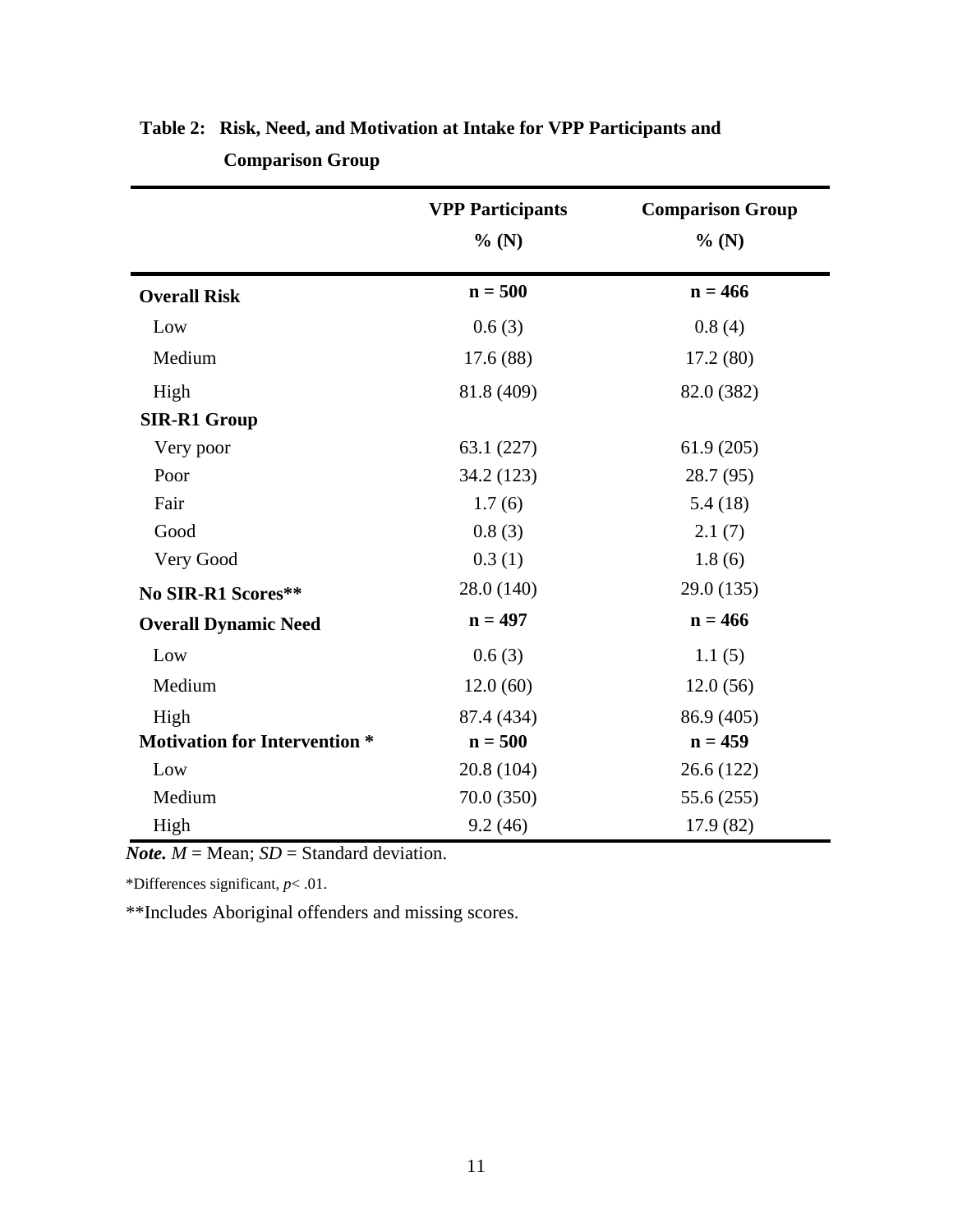**Table 2: Risk, Need, and Motivation at Intake for VPP Participants and Comparison Group**

| | VPP Participants % (N) | Comparison Group % (N) |
|---|---|---|
| **Overall Risk** | **n = 500** | **n = 466** |
| Low | 0.6 (3) | 0.8 (4) |
| Medium | 17.6 (88) | 17.2 (80) |
| High | 81.8 (409) | 82.0 (382) |
| **SIR-R1 Group** | | |
| Very poor | 63.1 (227) | 61.9 (205) |
| Poor | 34.2 (123) | 28.7 (95) |
| Fair | 1.7 (6) | 5.4 (18) |
| Good | 0.8 (3) | 2.1 (7) |
| Very Good | 0.3 (1) | 1.8 (6) |
| **No SIR-R1 Scores**** | 28.0 (140) | 29.0 (135) |
| **Overall Dynamic Need** | **n = 497** | **n = 466** |
| Low | 0.6 (3) | 1.1 (5) |
| Medium | 12.0 (60) | 12.0 (56) |
| High | 87.4 (434) | 86.9 (405) |
| **Motivation for Intervention *** | **n = 500** | **n = 459** |
| Low | 20.8 (104) | 26.6 (122) |
| Medium | 70.0 (350) | 55.6 (255) |
| High | 9.2 (46) | 17.9 (82) |

***Note.*** *M* = Mean; *SD* = Standard deviation.

*Differences significant, $p < .01$.

**Includes Aboriginal offenders and missing scores.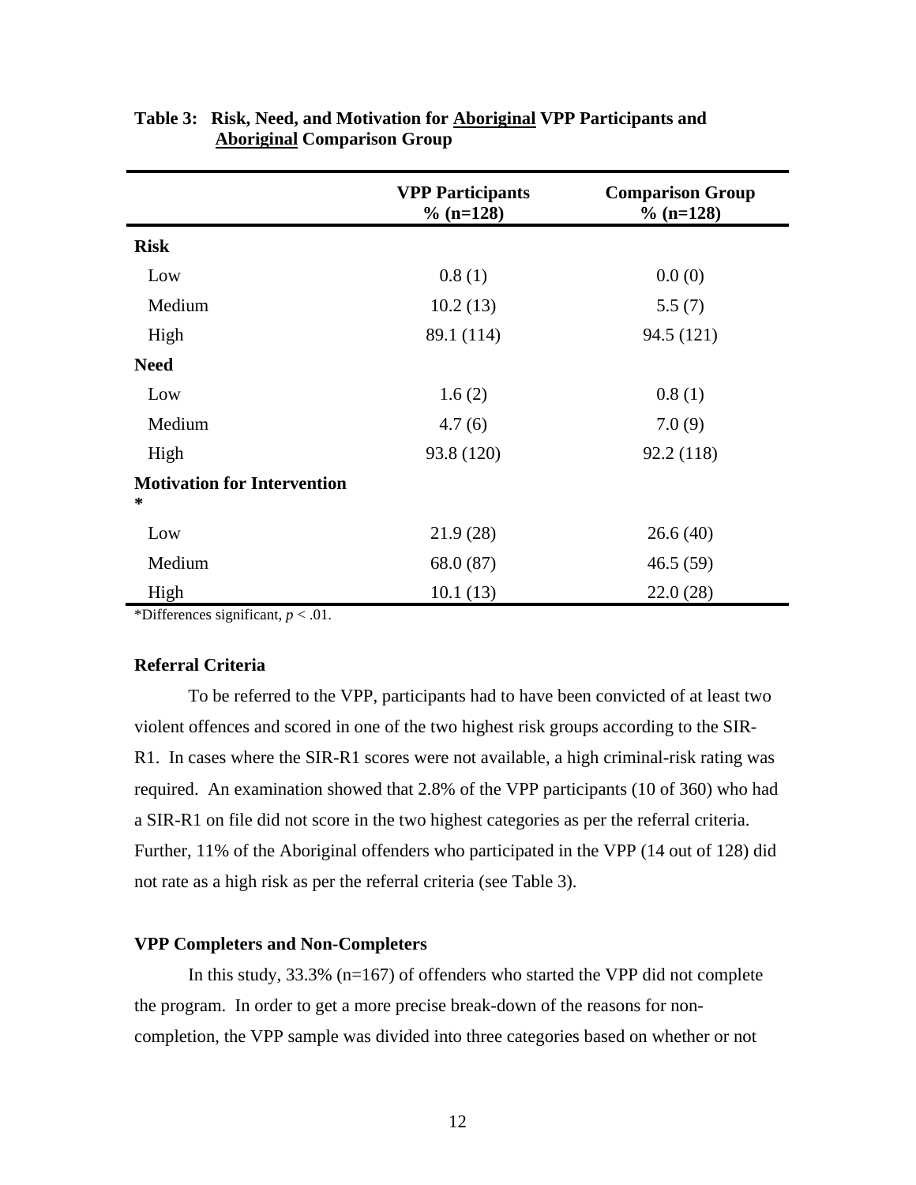**Table 3: Risk, Need, and Motivation for Aboriginal VPP Participants and Aboriginal Comparison Group**

| | VPP Participants % (n=128) | Comparison Group % (n=128) |
|---|---|---|
| **Risk** | | |
| Low | 0.8 (1) | 0.0 (0) |
| Medium | 10.2 (13) | 5.5 (7) |
| High | 89.1 (114) | 94.5 (121) |
| **Need** | | |
| Low | 1.6 (2) | 0.8 (1) |
| Medium | 4.7 (6) | 7.0 (9) |
| High | 93.8 (120) | 92.2 (118) |
| **Motivation for Intervention** * | | |
| Low | 21.9 (28) | 26.6 (40) |
| Medium | 68.0 (87) | 46.5 (59) |
| High | 10.1 (13) | 22.0 (28) |

*Differences significant, $p < .01$.

### Referral Criteria

To be referred to the VPP, participants had to have been convicted of at least two violent offences and scored in one of the two highest risk groups according to the SIR-R1. In cases where the SIR-R1 scores were not available, a high criminal-risk rating was required. An examination showed that 2.8% of the VPP participants (10 of 360) who had a SIR-R1 on file did not score in the two highest categories as per the referral criteria. Further, 11% of the Aboriginal offenders who participated in the VPP (14 out of 128) did not rate as a high risk as per the referral criteria (see Table 3).

### VPP Completers and Non-Completers

In this study, 33.3% (n=167) of offenders who started the VPP did not complete the program. In order to get a more precise break-down of the reasons for non-completion, the VPP sample was divided into three categories based on whether or not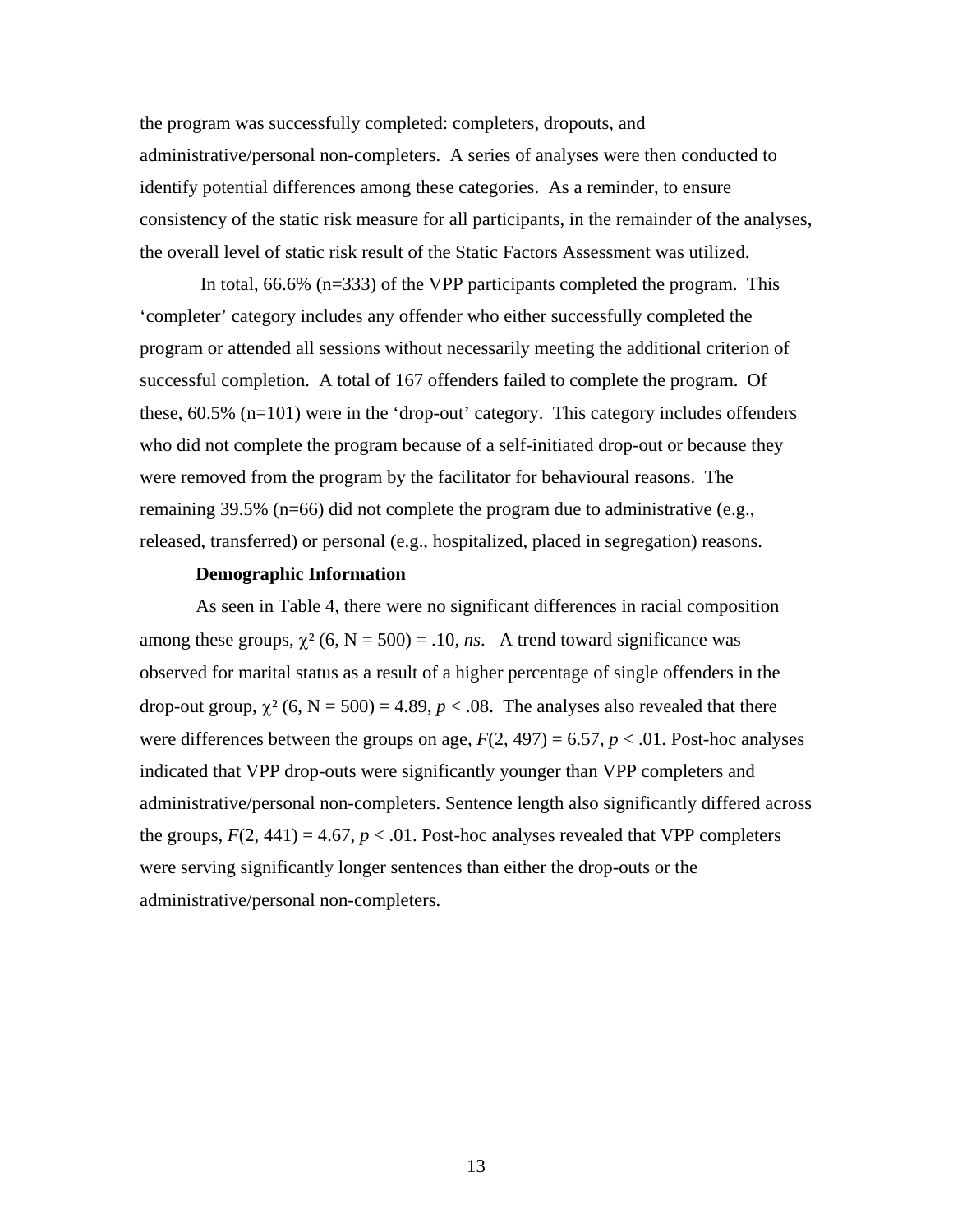the program was successfully completed: completers, dropouts, and administrative/personal non-completers. A series of analyses were then conducted to identify potential differences among these categories. As a reminder, to ensure consistency of the static risk measure for all participants, in the remainder of the analyses, the overall level of static risk result of the Static Factors Assessment was utilized.

In total, 66.6% (n=333) of the VPP participants completed the program. This 'completer' category includes any offender who either successfully completed the program or attended all sessions without necessarily meeting the additional criterion of successful completion. A total of 167 offenders failed to complete the program. Of these, 60.5% (n=101) were in the 'drop-out' category. This category includes offenders who did not complete the program because of a self-initiated drop-out or because they were removed from the program by the facilitator for behavioural reasons. The remaining 39.5% (n=66) did not complete the program due to administrative (e.g., released, transferred) or personal (e.g., hospitalized, placed in segregation) reasons.

### Demographic Information

As seen in Table 4, there were no significant differences in racial composition among these groups, $\chi^2$ (6, N = 500) = .10, *ns*. A trend toward significance was observed for marital status as a result of a higher percentage of single offenders in the drop-out group, $\chi^2$ (6, N = 500) = 4.89, $p < .08$. The analyses also revealed that there were differences between the groups on age, $F(2, 497) = 6.57$, $p < .01$. Post-hoc analyses indicated that VPP drop-outs were significantly younger than VPP completers and administrative/personal non-completers. Sentence length also significantly differed across the groups, $F(2, 441) = 4.67$, $p < .01$. Post-hoc analyses revealed that VPP completers were serving significantly longer sentences than either the drop-outs or the administrative/personal non-completers.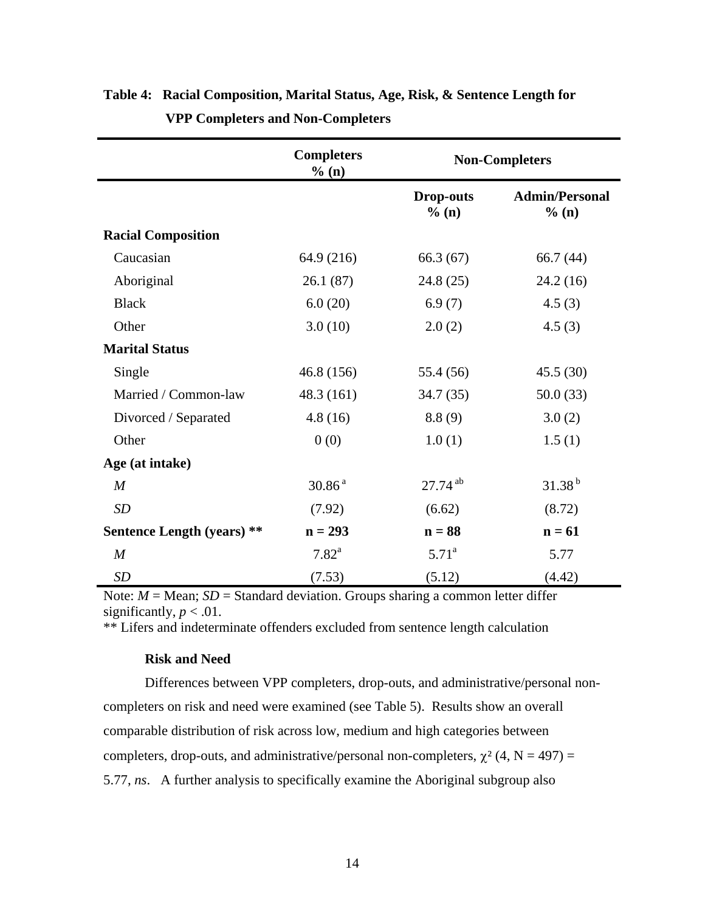**Table 4: Racial Composition, Marital Status, Age, Risk, & Sentence Length for VPP Completers and Non-Completers**

| | Completers % (n) | Non-Completers | |
|---|---|---|---|
| | | Drop-outs % (n) | Admin/Personal % (n) |
| **Racial Composition** | | | |
| Caucasian | 64.9 (216) | 66.3 (67) | 66.7 (44) |
| Aboriginal | 26.1 (87) | 24.8 (25) | 24.2 (16) |
| Black | 6.0 (20) | 6.9 (7) | 4.5 (3) |
| Other | 3.0 (10) | 2.0 (2) | 4.5 (3) |
| **Marital Status** | | | |
| Single | 46.8 (156) | 55.4 (56) | 45.5 (30) |
| Married / Common-law | 48.3 (161) | 34.7 (35) | 50.0 (33) |
| Divorced / Separated | 4.8 (16) | 8.8 (9) | 3.0 (2) |
| Other | 0 (0) | 1.0 (1) | 1.5 (1) |
| **Age (at intake)** | | | |
| *M* | 30.86 [a] | 27.74 [ab] | 31.38 [b] |
| *SD* | (7.92) | (6.62) | (8.72) |
| **Sentence Length (years) \*\*** | **n = 293** | **n = 88** | **n = 61** |
| *M* | 7.82[a] | 5.71[a] | 5.77 |
| *SD* | (7.53) | (5.12) | (4.42) |

Note: *M* = Mean; *SD* = Standard deviation. Groups sharing a common letter differ significantly, $p < .01$.

** Lifers and indeterminate offenders excluded from sentence length calculation

### Risk and Need

Differences between VPP completers, drop-outs, and administrative/personal non-completers on risk and need were examined (see Table 5). Results show an overall comparable distribution of risk across low, medium and high categories between completers, drop-outs, and administrative/personal non-completers, $\chi^2$ (4, N = 497) = 5.77, *ns*. A further analysis to specifically examine the Aboriginal subgroup also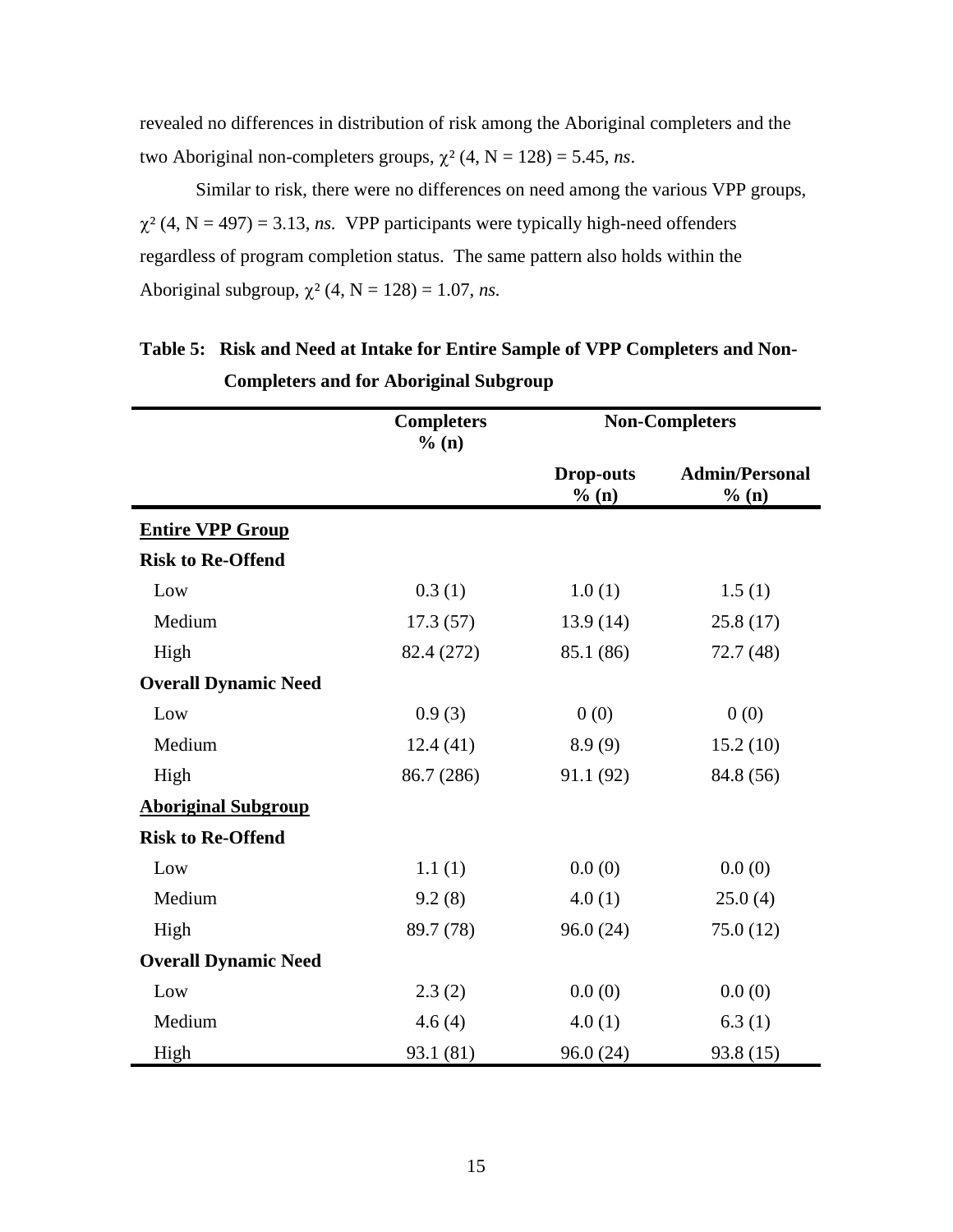revealed no differences in distribution of risk among the Aboriginal completers and the two Aboriginal non-completers groups, $\chi^2$ (4, N = 128) = 5.45, *ns*.

Similar to risk, there were no differences on need among the various VPP groups, $\chi^2$ (4, N = 497) = 3.13, *ns*. VPP participants were typically high-need offenders regardless of program completion status. The same pattern also holds within the Aboriginal subgroup, $\chi^2$ (4, N = 128) = 1.07, *ns*.

**Table 5: Risk and Need at Intake for Entire Sample of VPP Completers and Non-Completers and for Aboriginal Subgroup**

| | Completers % (n) | Non-Completers | |
|---|---|---|---|
| | | Drop-outs % (n) | Admin/Personal % (n) |
| **Entire VPP Group** | | | |
| **Risk to Re-Offend** | | | |
| Low | 0.3 (1) | 1.0 (1) | 1.5 (1) |
| Medium | 17.3 (57) | 13.9 (14) | 25.8 (17) |
| High | 82.4 (272) | 85.1 (86) | 72.7 (48) |
| **Overall Dynamic Need** | | | |
| Low | 0.9 (3) | 0 (0) | 0 (0) |
| Medium | 12.4 (41) | 8.9 (9) | 15.2 (10) |
| High | 86.7 (286) | 91.1 (92) | 84.8 (56) |
| **Aboriginal Subgroup** | | | |
| **Risk to Re-Offend** | | | |
| Low | 1.1 (1) | 0.0 (0) | 0.0 (0) |
| Medium | 9.2 (8) | 4.0 (1) | 25.0 (4) |
| High | 89.7 (78) | 96.0 (24) | 75.0 (12) |
| **Overall Dynamic Need** | | | |
| Low | 2.3 (2) | 0.0 (0) | 0.0 (0) |
| Medium | 4.6 (4) | 4.0 (1) | 6.3 (1) |
| High | 93.1 (81) | 96.0 (24) | 93.8 (15) |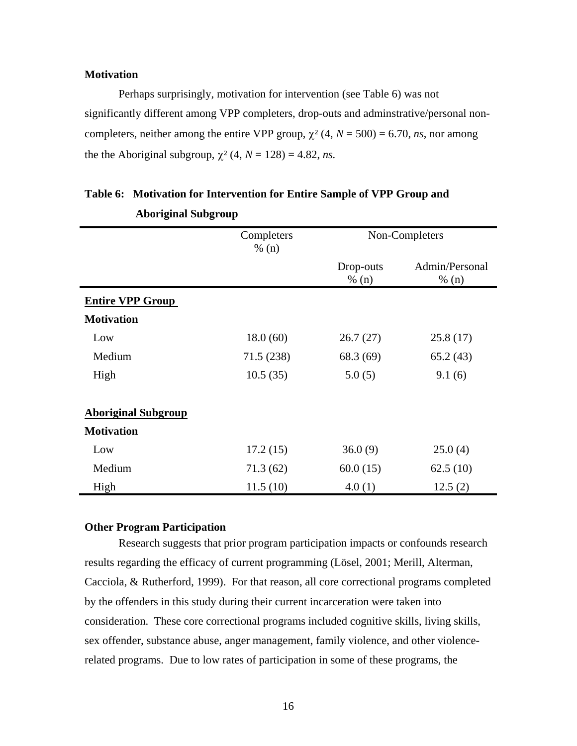**Motivation**

Perhaps surprisingly, motivation for intervention (see Table 6) was not significantly different among VPP completers, drop-outs and adminstrative/personal non-completers, neither among the entire VPP group, $\chi^2$ (4, $N$ = 500) = 6.70, *ns*, nor among the the Aboriginal subgroup, $\chi^2$ (4, $N$ = 128) = 4.82, *ns*.

**Table 6: Motivation for Intervention for Entire Sample of VPP Group and Aboriginal Subgroup**

| | Completers % (n) | Non-Completers | |
|---|---|---|---|
| | | Drop-outs % (n) | Admin/Personal % (n) |
| **Entire VPP Group** | | | |
| **Motivation** | | | |
| Low | 18.0 (60) | 26.7 (27) | 25.8 (17) |
| Medium | 71.5 (238) | 68.3 (69) | 65.2 (43) |
| High | 10.5 (35) | 5.0 (5) | 9.1 (6) |
| **Aboriginal Subgroup** | | | |
| **Motivation** | | | |
| Low | 17.2 (15) | 36.0 (9) | 25.0 (4) |
| Medium | 71.3 (62) | 60.0 (15) | 62.5 (10) |
| High | 11.5 (10) | 4.0 (1) | 12.5 (2) |

**Other Program Participation**

Research suggests that prior program participation impacts or confounds research results regarding the efficacy of current programming (Lösel, 2001; Merill, Alterman, Cacciola, & Rutherford, 1999). For that reason, all core correctional programs completed by the offenders in this study during their current incarceration were taken into consideration. These core correctional programs included cognitive skills, living skills, sex offender, substance abuse, anger management, family violence, and other violence-related programs. Due to low rates of participation in some of these programs, the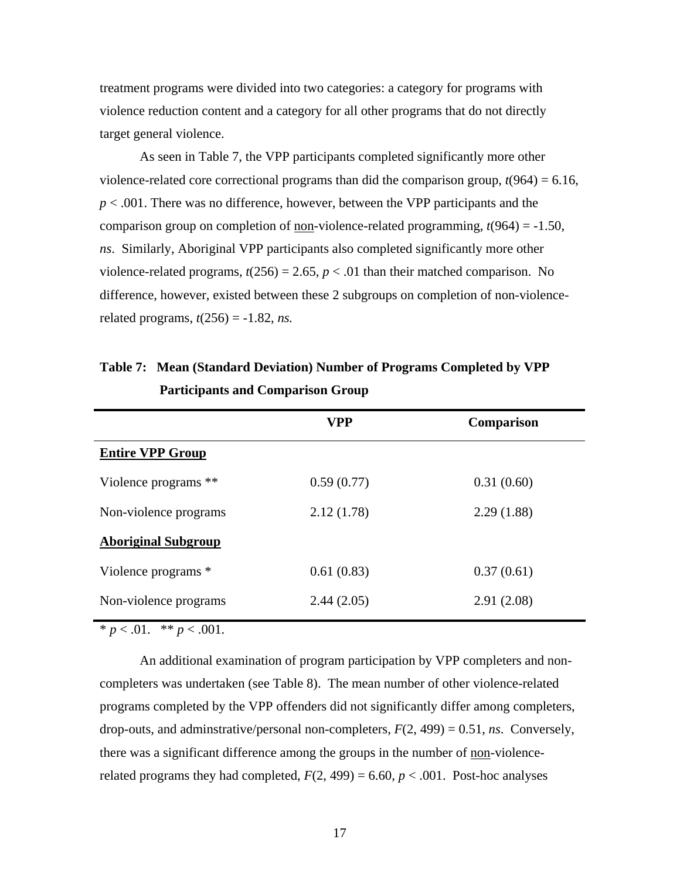treatment programs were divided into two categories: a category for programs with violence reduction content and a category for all other programs that do not directly target general violence.

As seen in Table 7, the VPP participants completed significantly more other violence-related core correctional programs than did the comparison group, $t(964) = 6.16$, $p < .001$. There was no difference, however, between the VPP participants and the comparison group on completion of <u>non</u>-violence-related programming, $t(964) = -1.50$, *ns*. Similarly, Aboriginal VPP participants also completed significantly more other violence-related programs, $t(256) = 2.65$, $p < .01$ than their matched comparison. No difference, however, existed between these 2 subgroups on completion of non-violence-related programs, $t(256) = -1.82$, *ns.*

**Table 7: Mean (Standard Deviation) Number of Programs Completed by VPP Participants and Comparison Group**

| | VPP | Comparison |
|---|---|---|
| **<u>Entire VPP Group</u>** | | |
| Violence programs ** | 0.59 (0.77) | 0.31 (0.60) |
| Non-violence programs | 2.12 (1.78) | 2.29 (1.88) |
| **<u>Aboriginal Subgroup</u>** | | |
| Violence programs * | 0.61 (0.83) | 0.37 (0.61) |
| Non-violence programs | 2.44 (2.05) | 2.91 (2.08) |

\* $p < .01$. ** $p < .001$.

An additional examination of program participation by VPP completers and non-completers was undertaken (see Table 8). The mean number of other violence-related programs completed by the VPP offenders did not significantly differ among completers, drop-outs, and adminstrative/personal non-completers, $F(2, 499) = 0.51$, *ns*. Conversely, there was a significant difference among the groups in the number of <u>non</u>-violence-related programs they had completed, $F(2, 499) = 6.60$, $p < .001$. Post-hoc analyses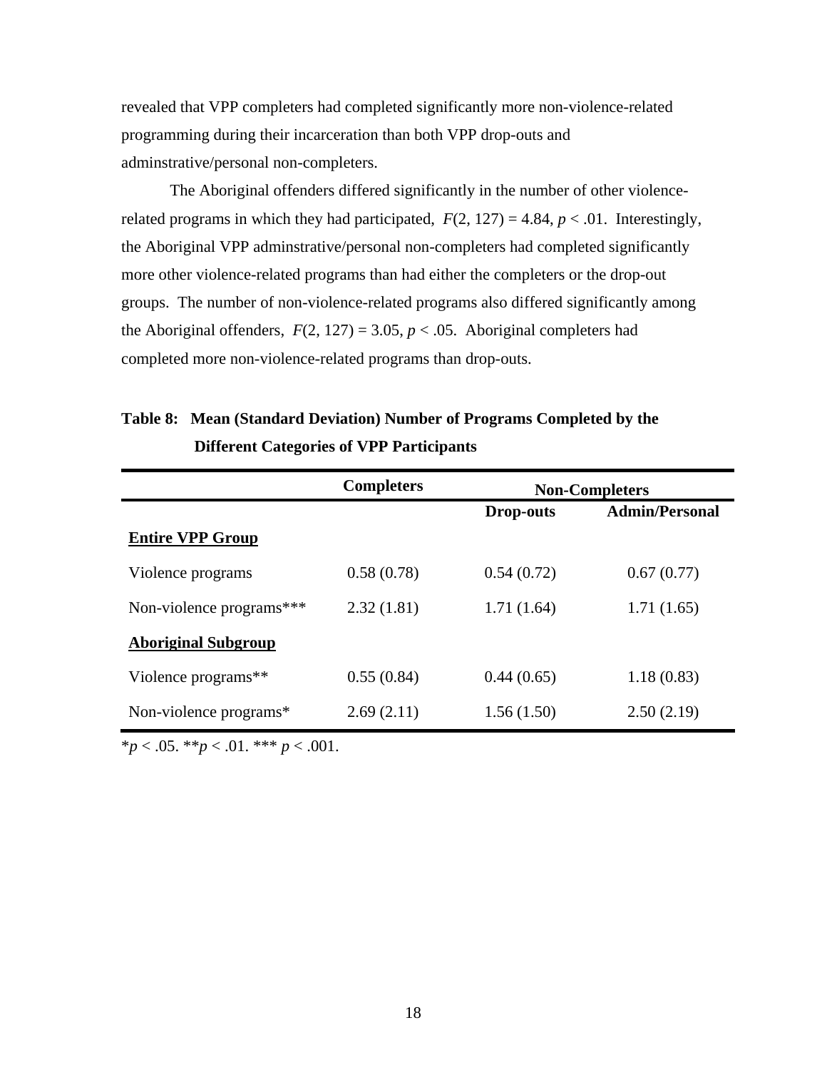revealed that VPP completers had completed significantly more non-violence-related programming during their incarceration than both VPP drop-outs and adminstrative/personal non-completers.

The Aboriginal offenders differed significantly in the number of other violence-related programs in which they had participated, $F(2, 127) = 4.84, p < .01$. Interestingly, the Aboriginal VPP adminstrative/personal non-completers had completed significantly more other violence-related programs than had either the completers or the drop-out groups. The number of non-violence-related programs also differed significantly among the Aboriginal offenders, $F(2, 127) = 3.05, p < .05$. Aboriginal completers had completed more non-violence-related programs than drop-outs.

**Table 8: Mean (Standard Deviation) Number of Programs Completed by the Different Categories of VPP Participants**

| | Completers | Non-Completers | |
|---|---|---|---|
| | | Drop-outs | Admin/Personal |
| **Entire VPP Group** | | | |
| Violence programs | 0.58 (0.78) | 0.54 (0.72) | 0.67 (0.77) |
| Non-violence programs*** | 2.32 (1.81) | 1.71 (1.64) | 1.71 (1.65) |
| **Aboriginal Subgroup** | | | |
| Violence programs** | 0.55 (0.84) | 0.44 (0.65) | 1.18 (0.83) |
| Non-violence programs* | 2.69 (2.11) | 1.56 (1.50) | 2.50 (2.19) |

*$p < .05$. **$p < .01$. *** $p < .001$.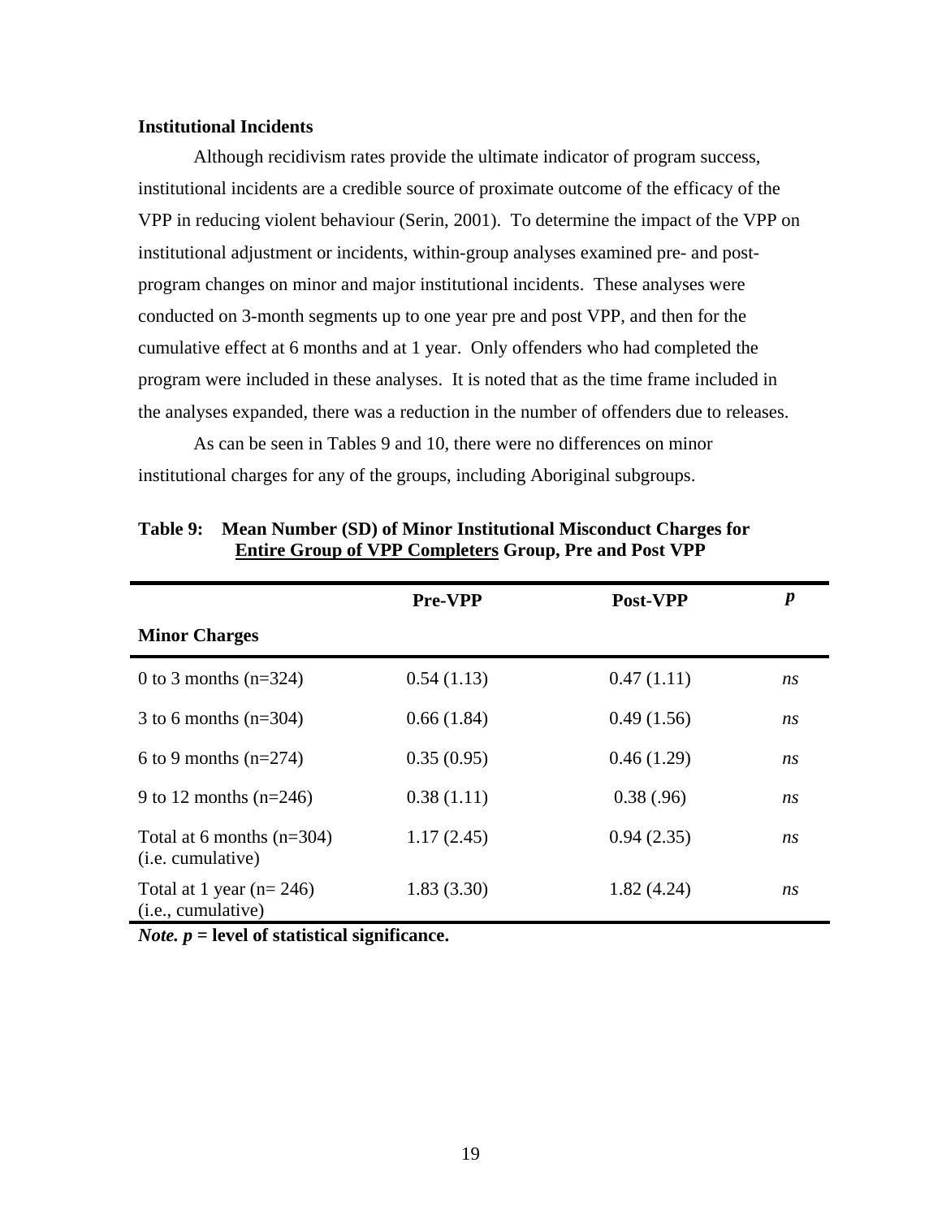**Institutional Incidents**

Although recidivism rates provide the ultimate indicator of program success, institutional incidents are a credible source of proximate outcome of the efficacy of the VPP in reducing violent behaviour (Serin, 2001). To determine the impact of the VPP on institutional adjustment or incidents, within-group analyses examined pre- and post-program changes on minor and major institutional incidents. These analyses were conducted on 3-month segments up to one year pre and post VPP, and then for the cumulative effect at 6 months and at 1 year. Only offenders who had completed the program were included in these analyses. It is noted that as the time frame included in the analyses expanded, there was a reduction in the number of offenders due to releases.

As can be seen in Tables 9 and 10, there were no differences on minor institutional charges for any of the groups, including Aboriginal subgroups.

**Table 9: Mean Number (SD) of Minor Institutional Misconduct Charges for <u>Entire Group of VPP Completers</u> Group, Pre and Post VPP**

| | **Pre-VPP** | **Post-VPP** | ***p*** |
|---|---|---|---|
| **Minor Charges** | | | |
| 0 to 3 months (n=324) | 0.54 (1.13) | 0.47 (1.11) | *ns* |
| 3 to 6 months (n=304) | 0.66 (1.84) | 0.49 (1.56) | *ns* |
| 6 to 9 months (n=274) | 0.35 (0.95) | 0.46 (1.29) | *ns* |
| 9 to 12 months (n=246) | 0.38 (1.11) | 0.38 (.96) | *ns* |
| Total at 6 months (n=304) (i.e. cumulative) | 1.17 (2.45) | 0.94 (2.35) | *ns* |
| Total at 1 year (n= 246) (i.e., cumulative) | 1.83 (3.30) | 1.82 (4.24) | *ns* |

***Note. p* = level of statistical significance.**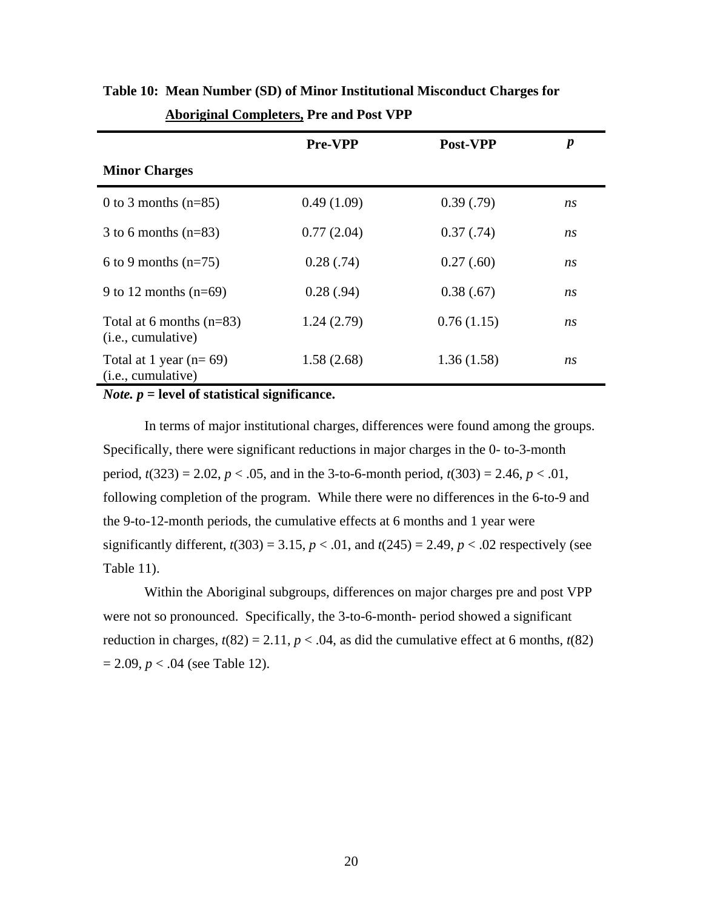**Table 10: Mean Number (SD) of Minor Institutional Misconduct Charges for <u>Aboriginal Completers,</u> Pre and Post VPP**

| Minor Charges | Pre-VPP | Post-VPP | *p* |
|---|---|---|---|
| 0 to 3 months (n=85) | 0.49 (1.09) | 0.39 (.79) | *ns* |
| 3 to 6 months (n=83) | 0.77 (2.04) | 0.37 (.74) | *ns* |
| 6 to 9 months (n=75) | 0.28 (.74) | 0.27 (.60) | *ns* |
| 9 to 12 months (n=69) | 0.28 (.94) | 0.38 (.67) | *ns* |
| Total at 6 months (n=83) (i.e., cumulative) | 1.24 (2.79) | 0.76 (1.15) | *ns* |
| Total at 1 year (n= 69) (i.e., cumulative) | 1.58 (2.68) | 1.36 (1.58) | *ns* |

***Note. p*** **= level of statistical significance.**

In terms of major institutional charges, differences were found among the groups. Specifically, there were significant reductions in major charges in the 0- to-3-month period, $t(323) = 2.02$, $p < .05$, and in the 3-to-6-month period, $t(303) = 2.46$, $p < .01$, following completion of the program. While there were no differences in the 6-to-9 and the 9-to-12-month periods, the cumulative effects at 6 months and 1 year were significantly different, $t(303) = 3.15$, $p < .01$, and $t(245) = 2.49$, $p < .02$ respectively (see Table 11).

Within the Aboriginal subgroups, differences on major charges pre and post VPP were not so pronounced. Specifically, the 3-to-6-month- period showed a significant reduction in charges, $t(82) = 2.11$, $p < .04$, as did the cumulative effect at 6 months, $t(82) = 2.09$, $p < .04$ (see Table 12).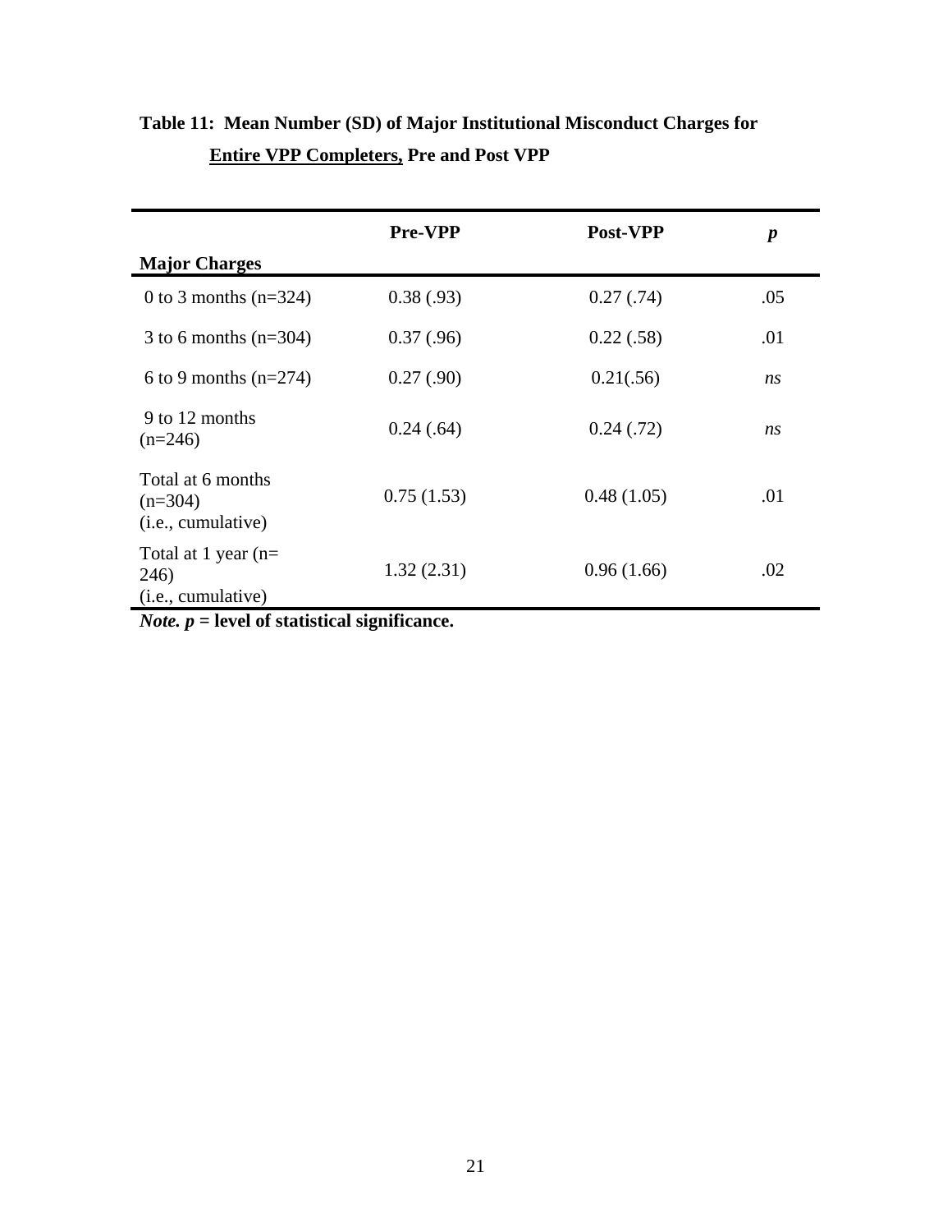**Table 11: Mean Number (SD) of Major Institutional Misconduct Charges for Entire VPP Completers, Pre and Post VPP**

| Major Charges | Pre-VPP | Post-VPP | *p* |
|---|---|---|---|
| 0 to 3 months (n=324) | 0.38 (.93) | 0.27 (.74) | .05 |
| 3 to 6 months (n=304) | 0.37 (.96) | 0.22 (.58) | .01 |
| 6 to 9 months (n=274) | 0.27 (.90) | 0.21(.56) | *ns* |
| 9 to 12 months (n=246) | 0.24 (.64) | 0.24 (.72) | *ns* |
| Total at 6 months (n=304) (i.e., cumulative) | 0.75 (1.53) | 0.48 (1.05) | .01 |
| Total at 1 year (n= 246) (i.e., cumulative) | 1.32 (2.31) | 0.96 (1.66) | .02 |

***Note. p*** **= level of statistical significance.**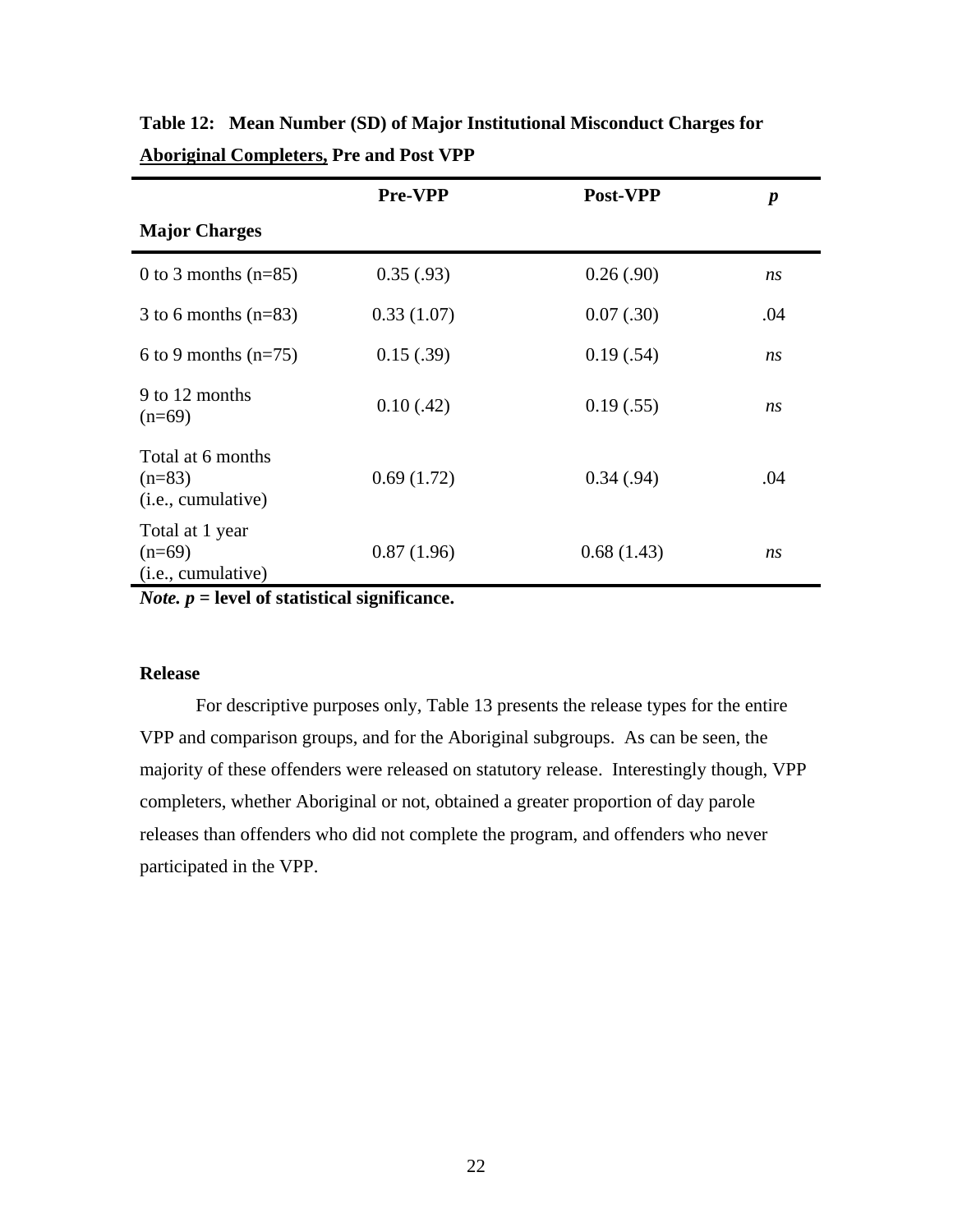**Table 12: Mean Number (SD) of Major Institutional Misconduct Charges for <u>Aboriginal Completers,</u> Pre and Post VPP**

| Major Charges | Pre-VPP | Post-VPP | *p* |
|---|---|---|---|
| 0 to 3 months (n=85) | 0.35 (.93) | 0.26 (.90) | *ns* |
| 3 to 6 months (n=83) | 0.33 (1.07) | 0.07 (.30) | .04 |
| 6 to 9 months (n=75) | 0.15 (.39) | 0.19 (.54) | *ns* |
| 9 to 12 months (n=69) | 0.10 (.42) | 0.19 (.55) | *ns* |
| Total at 6 months (n=83) (i.e., cumulative) | 0.69 (1.72) | 0.34 (.94) | .04 |
| Total at 1 year (n=69) (i.e., cumulative) | 0.87 (1.96) | 0.68 (1.43) | *ns* |

***Note. p* = level of statistical significance.**

**Release**

For descriptive purposes only, Table 13 presents the release types for the entire VPP and comparison groups, and for the Aboriginal subgroups. As can be seen, the majority of these offenders were released on statutory release. Interestingly though, VPP completers, whether Aboriginal or not, obtained a greater proportion of day parole releases than offenders who did not complete the program, and offenders who never participated in the VPP.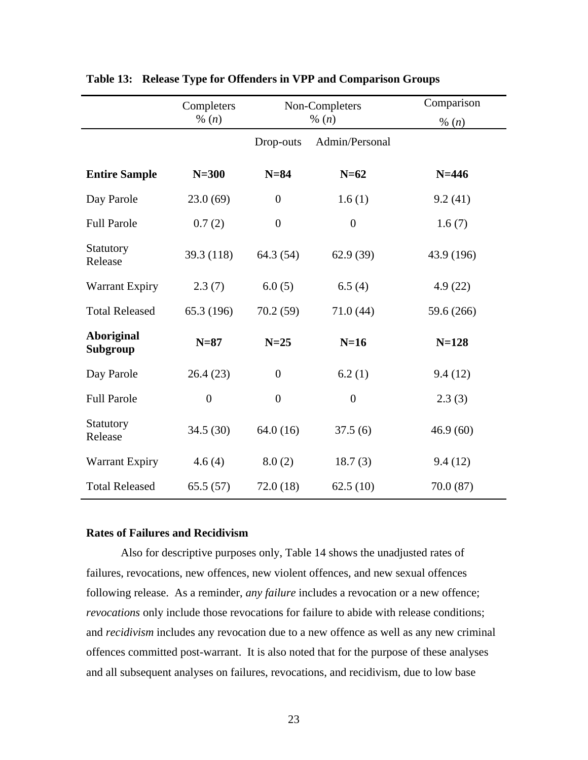**Table 13: Release Type for Offenders in VPP and Comparison Groups**

| | Completers % (*n*) | Non-Completers % (*n*) | | Comparison % (*n*) |
|---|---|---|---|---|
| | | Drop-outs | Admin/Personal | |
| **Entire Sample** | **N=300** | **N=84** | **N=62** | **N=446** |
| Day Parole | 23.0 (69) | 0 | 1.6 (1) | 9.2 (41) |
| Full Parole | 0.7 (2) | 0 | 0 | 1.6 (7) |
| Statutory Release | 39.3 (118) | 64.3 (54) | 62.9 (39) | 43.9 (196) |
| Warrant Expiry | 2.3 (7) | 6.0 (5) | 6.5 (4) | 4.9 (22) |
| Total Released | 65.3 (196) | 70.2 (59) | 71.0 (44) | 59.6 (266) |
| **Aboriginal Subgroup** | **N=87** | **N=25** | **N=16** | **N=128** |
| Day Parole | 26.4 (23) | 0 | 6.2 (1) | 9.4 (12) |
| Full Parole | 0 | 0 | 0 | 2.3 (3) |
| Statutory Release | 34.5 (30) | 64.0 (16) | 37.5 (6) | 46.9 (60) |
| Warrant Expiry | 4.6 (4) | 8.0 (2) | 18.7 (3) | 9.4 (12) |
| Total Released | 65.5 (57) | 72.0 (18) | 62.5 (10) | 70.0 (87) |

### Rates of Failures and Recidivism

Also for descriptive purposes only, Table 14 shows the unadjusted rates of failures, revocations, new offences, new violent offences, and new sexual offences following release. As a reminder, *any failure* includes a revocation or a new offence; *revocations* only include those revocations for failure to abide with release conditions; and *recidivism* includes any revocation due to a new offence as well as any new criminal offences committed post-warrant. It is also noted that for the purpose of these analyses and all subsequent analyses on failures, revocations, and recidivism, due to low base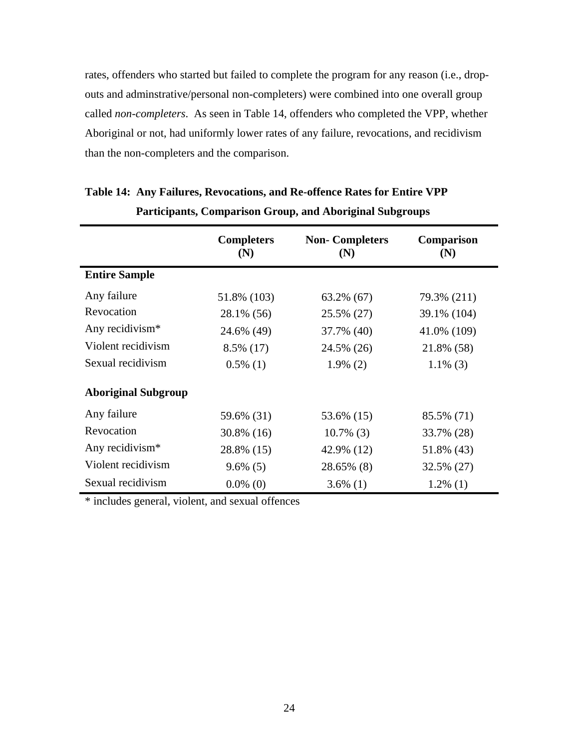rates, offenders who started but failed to complete the program for any reason (i.e., drop-outs and adminstrative/personal non-completers) were combined into one overall group called *non-completers*. As seen in Table 14, offenders who completed the VPP, whether Aboriginal or not, had uniformly lower rates of any failure, revocations, and recidivism than the non-completers and the comparison.

**Table 14: Any Failures, Revocations, and Re-offence Rates for Entire VPP Participants, Comparison Group, and Aboriginal Subgroups**

| | Completers (N) | Non- Completers (N) | Comparison (N) |
|---|---|---|---|
| **Entire Sample** | | | |
| Any failure | 51.8% (103) | 63.2% (67) | 79.3% (211) |
| Revocation | 28.1% (56) | 25.5% (27) | 39.1% (104) |
| Any recidivism* | 24.6% (49) | 37.7% (40) | 41.0% (109) |
| Violent recidivism | 8.5% (17) | 24.5% (26) | 21.8% (58) |
| Sexual recidivism | 0.5% (1) | 1.9% (2) | 1.1% (3) |
| **Aboriginal Subgroup** | | | |
| Any failure | 59.6% (31) | 53.6% (15) | 85.5% (71) |
| Revocation | 30.8% (16) | 10.7% (3) | 33.7% (28) |
| Any recidivism* | 28.8% (15) | 42.9% (12) | 51.8% (43) |
| Violent recidivism | 9.6% (5) | 28.65% (8) | 32.5% (27) |
| Sexual recidivism | 0.0% (0) | 3.6% (1) | 1.2% (1) |

* includes general, violent, and sexual offences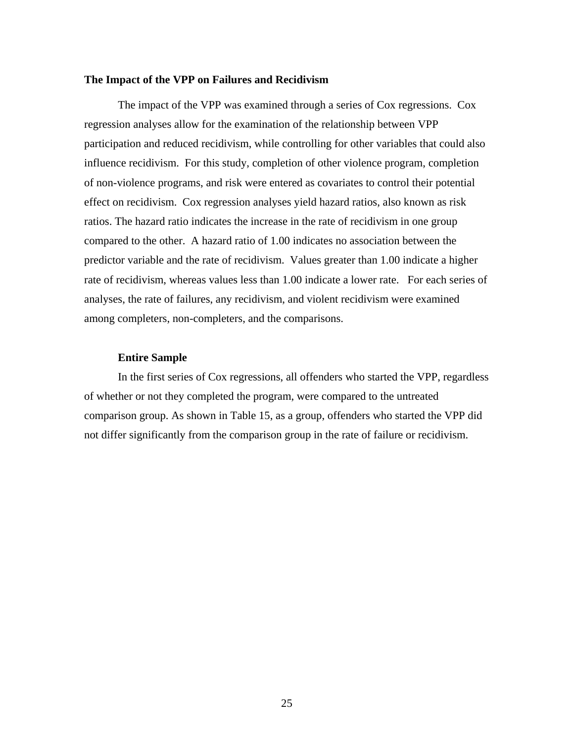### The Impact of the VPP on Failures and Recidivism

The impact of the VPP was examined through a series of Cox regressions. Cox regression analyses allow for the examination of the relationship between VPP participation and reduced recidivism, while controlling for other variables that could also influence recidivism. For this study, completion of other violence program, completion of non-violence programs, and risk were entered as covariates to control their potential effect on recidivism. Cox regression analyses yield hazard ratios, also known as risk ratios. The hazard ratio indicates the increase in the rate of recidivism in one group compared to the other. A hazard ratio of 1.00 indicates no association between the predictor variable and the rate of recidivism. Values greater than 1.00 indicate a higher rate of recidivism, whereas values less than 1.00 indicate a lower rate. For each series of analyses, the rate of failures, any recidivism, and violent recidivism were examined among completers, non-completers, and the comparisons.

#### Entire Sample

In the first series of Cox regressions, all offenders who started the VPP, regardless of whether or not they completed the program, were compared to the untreated comparison group. As shown in Table 15, as a group, offenders who started the VPP did not differ significantly from the comparison group in the rate of failure or recidivism.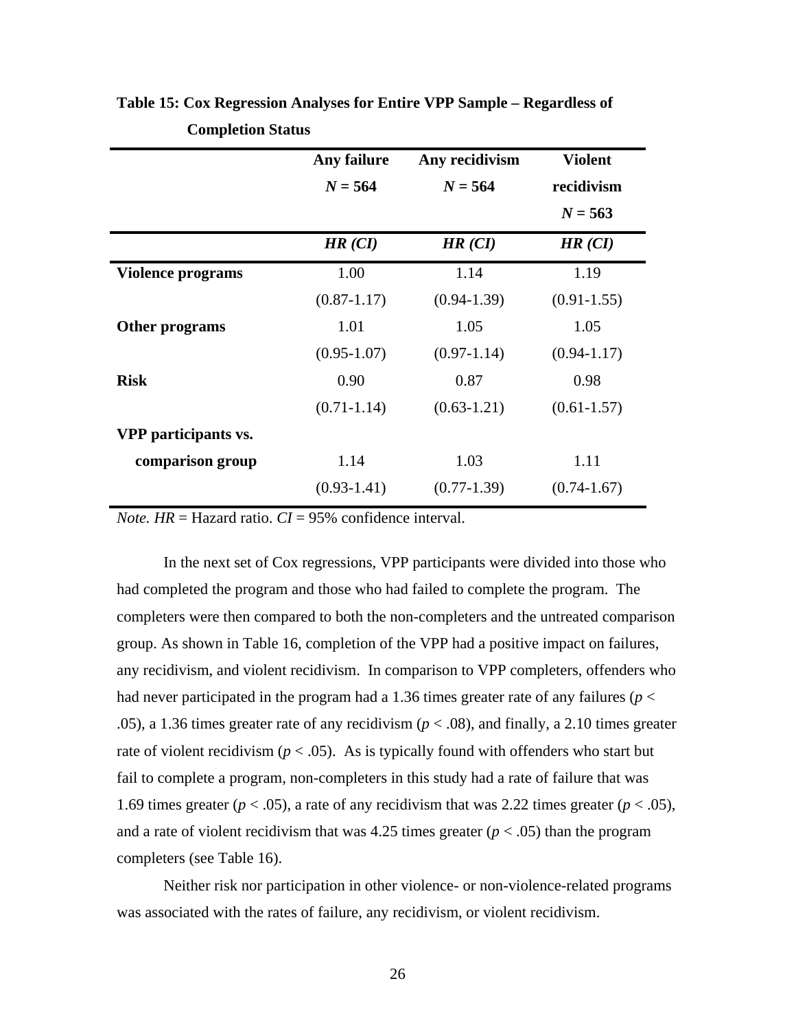**Table 15: Cox Regression Analyses for Entire VPP Sample – Regardless of Completion Status**

| | Any failure $N = 564$ | Any recidivism $N = 564$ | Violent recidivism $N = 563$ |
|---|---|---|---|
| | ***HR (CI)*** | ***HR (CI)*** | ***HR (CI)*** |
| **Violence programs** | 1.00 | 1.14 | 1.19 |
| | (0.87-1.17) | (0.94-1.39) | (0.91-1.55) |
| **Other programs** | 1.01 | 1.05 | 1.05 |
| | (0.95-1.07) | (0.97-1.14) | (0.94-1.17) |
| **Risk** | 0.90 | 0.87 | 0.98 |
| | (0.71-1.14) | (0.63-1.21) | (0.61-1.57) |
| **VPP participants vs. comparison group** | 1.14 | 1.03 | 1.11 |
| | (0.93-1.41) | (0.77-1.39) | (0.74-1.67) |

*Note. HR* = Hazard ratio. *CI* = 95% confidence interval.

In the next set of Cox regressions, VPP participants were divided into those who had completed the program and those who had failed to complete the program. The completers were then compared to both the non-completers and the untreated comparison group. As shown in Table 16, completion of the VPP had a positive impact on failures, any recidivism, and violent recidivism. In comparison to VPP completers, offenders who had never participated in the program had a 1.36 times greater rate of any failures ($p < .05$), a 1.36 times greater rate of any recidivism ($p < .08$), and finally, a 2.10 times greater rate of violent recidivism ($p < .05$). As is typically found with offenders who start but fail to complete a program, non-completers in this study had a rate of failure that was 1.69 times greater ($p < .05$), a rate of any recidivism that was 2.22 times greater ($p < .05$), and a rate of violent recidivism that was 4.25 times greater ($p < .05$) than the program completers (see Table 16).

Neither risk nor participation in other violence- or non-violence-related programs was associated with the rates of failure, any recidivism, or violent recidivism.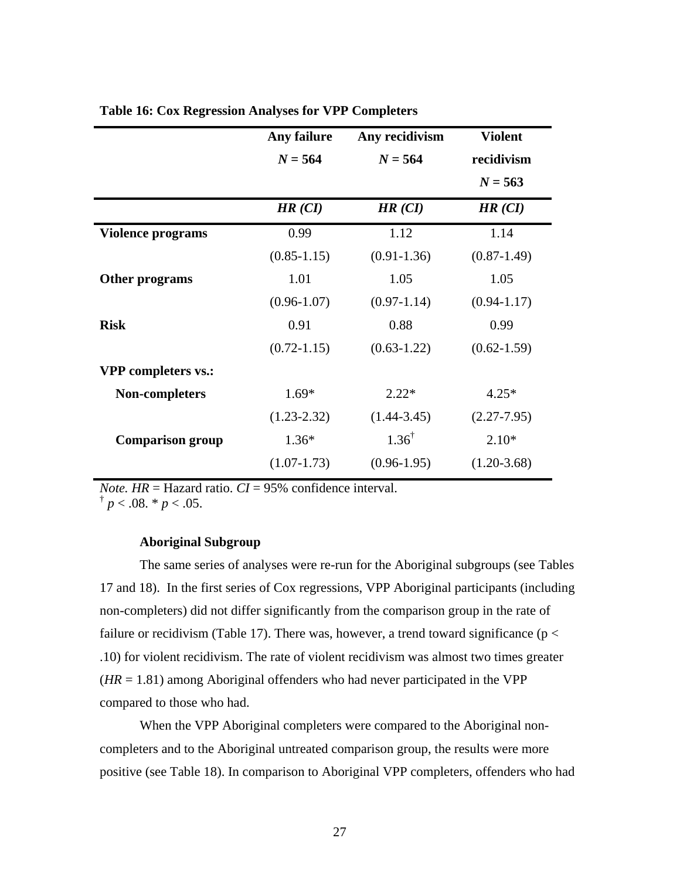**Table 16: Cox Regression Analyses for VPP Completers**

| | Any failure $N = 564$ | Any recidivism $N = 564$ | Violent recidivism $N = 563$ |
|---|---|---|---|
| | ***HR (CI)*** | ***HR (CI)*** | ***HR (CI)*** |
| **Violence programs** | 0.99 | 1.12 | 1.14 |
| | (0.85-1.15) | (0.91-1.36) | (0.87-1.49) |
| **Other programs** | 1.01 | 1.05 | 1.05 |
| | (0.96-1.07) | (0.97-1.14) | (0.94-1.17) |
| **Risk** | 0.91 | 0.88 | 0.99 |
| | (0.72-1.15) | (0.63-1.22) | (0.62-1.59) |
| **VPP completers vs.:** | | | |
| **Non-completers** | 1.69* | 2.22* | 4.25* |
| | (1.23-2.32) | (1.44-3.45) | (2.27-7.95) |
| **Comparison group** | 1.36* | 1.36† | 2.10* |
| | (1.07-1.73) | (0.96-1.95) | (1.20-3.68) |

*Note. HR* = Hazard ratio. *CI* = 95% confidence interval.
† $p < .08$. * $p < .05$.

### Aboriginal Subgroup

The same series of analyses were re-run for the Aboriginal subgroups (see Tables 17 and 18). In the first series of Cox regressions, VPP Aboriginal participants (including non-completers) did not differ significantly from the comparison group in the rate of failure or recidivism (Table 17). There was, however, a trend toward significance ($p < .10$) for violent recidivism. The rate of violent recidivism was almost two times greater ($HR = 1.81$) among Aboriginal offenders who had never participated in the VPP compared to those who had.

When the VPP Aboriginal completers were compared to the Aboriginal non-completers and to the Aboriginal untreated comparison group, the results were more positive (see Table 18). In comparison to Aboriginal VPP completers, offenders who had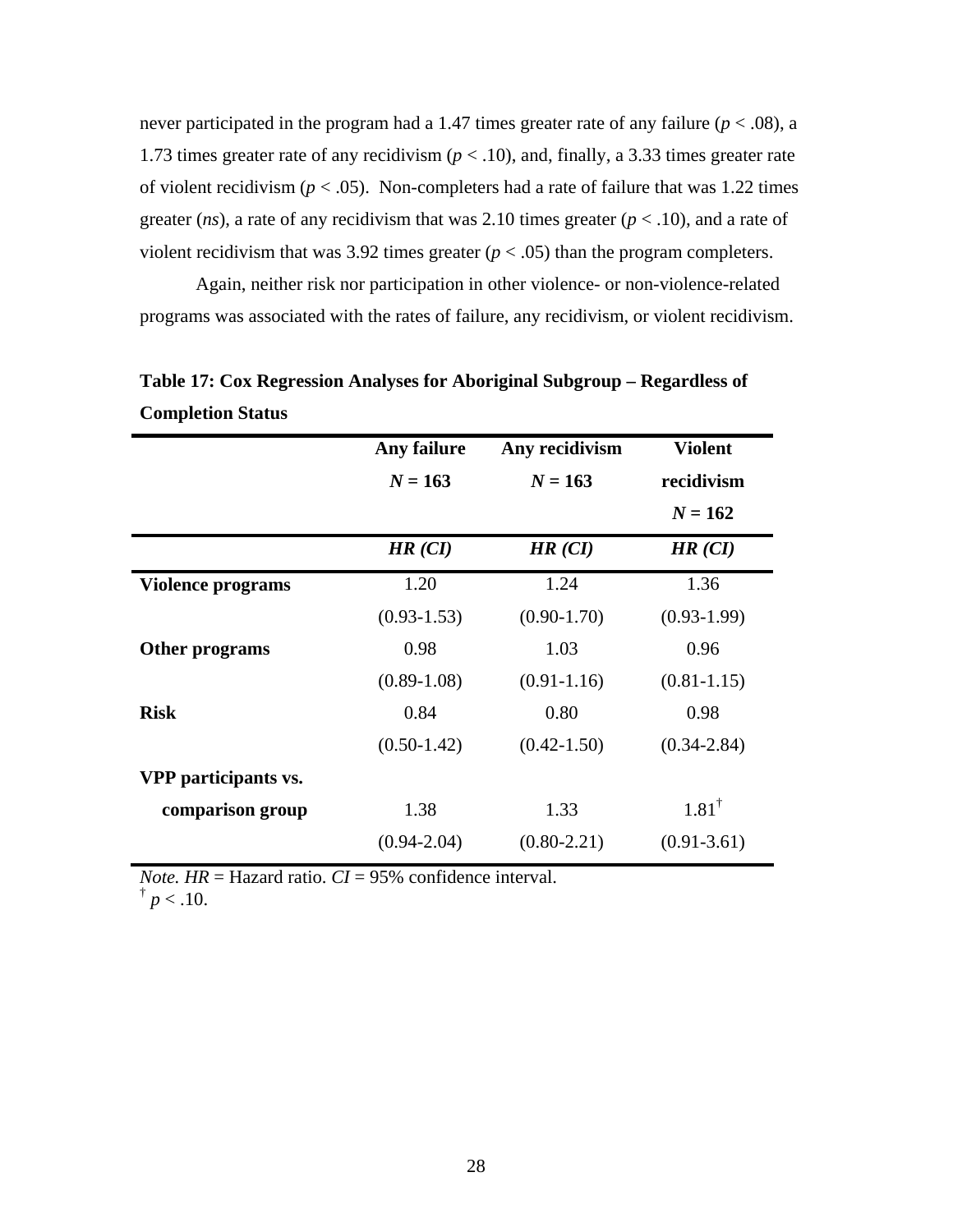never participated in the program had a 1.47 times greater rate of any failure ($p < .08$), a 1.73 times greater rate of any recidivism ($p < .10$), and, finally, a 3.33 times greater rate of violent recidivism ($p < .05$). Non-completers had a rate of failure that was 1.22 times greater (*ns*), a rate of any recidivism that was 2.10 times greater ($p < .10$), and a rate of violent recidivism that was 3.92 times greater ($p < .05$) than the program completers.

Again, neither risk nor participation in other violence- or non-violence-related programs was associated with the rates of failure, any recidivism, or violent recidivism.

**Table 17: Cox Regression Analyses for Aboriginal Subgroup – Regardless of Completion Status**

| | Any failure $N = 163$ | Any recidivism $N = 163$ | Violent recidivism $N = 162$ |
|---|---|---|---|
| | ***HR (CI)*** | ***HR (CI)*** | ***HR (CI)*** |
| **Violence programs** | 1.20 | 1.24 | 1.36 |
| | (0.93-1.53) | (0.90-1.70) | (0.93-1.99) |
| **Other programs** | 0.98 | 1.03 | 0.96 |
| | (0.89-1.08) | (0.91-1.16) | (0.81-1.15) |
| **Risk** | 0.84 | 0.80 | 0.98 |
| | (0.50-1.42) | (0.42-1.50) | (0.34-2.84) |
| **VPP participants vs. comparison group** | 1.38 | 1.33 | 1.81[†] |
| | (0.94-2.04) | (0.80-2.21) | (0.91-3.61) |

*Note. HR* = Hazard ratio. *CI* = 95% confidence interval.
[†] $p < .10$.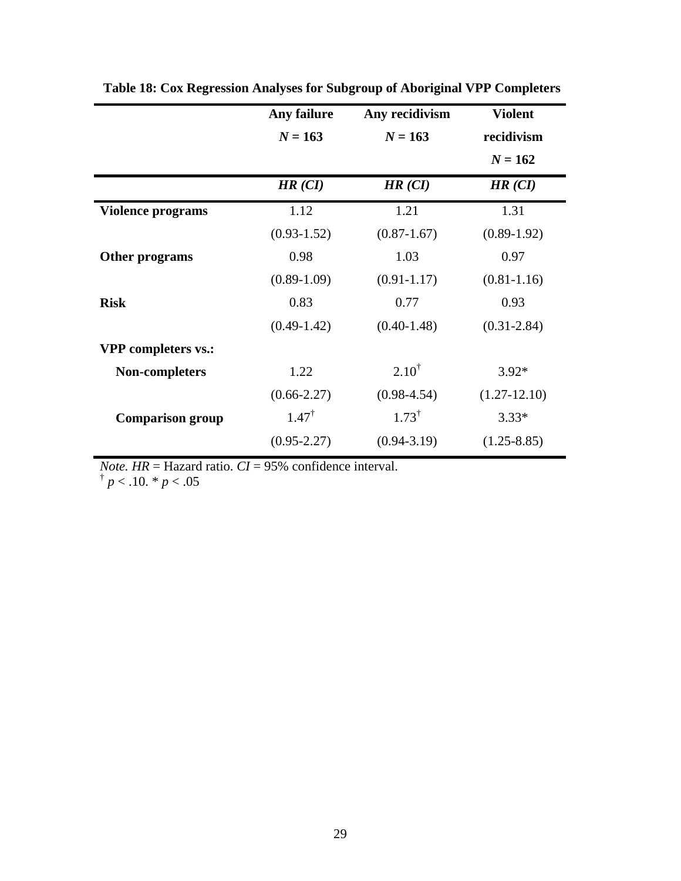**Table 18: Cox Regression Analyses for Subgroup of Aboriginal VPP Completers**

| | Any failure $N = 163$ | Any recidivism $N = 163$ | Violent recidivism $N = 162$ |
|---|---|---|---|
| | ***HR (CI)*** | ***HR (CI)*** | ***HR (CI)*** |
| **Violence programs** | 1.12 | 1.21 | 1.31 |
| | (0.93-1.52) | (0.87-1.67) | (0.89-1.92) |
| **Other programs** | 0.98 | 1.03 | 0.97 |
| | (0.89-1.09) | (0.91-1.17) | (0.81-1.16) |
| **Risk** | 0.83 | 0.77 | 0.93 |
| | (0.49-1.42) | (0.40-1.48) | (0.31-2.84) |
| **VPP completers vs.:** | | | |
| **Non-completers** | 1.22 | $2.10^{\dagger}$ | 3.92* |
| | (0.66-2.27) | (0.98-4.54) | (1.27-12.10) |
| **Comparison group** | $1.47^{\dagger}$ | $1.73^{\dagger}$ | 3.33* |
| | (0.95-2.27) | (0.94-3.19) | (1.25-8.85) |

*Note. HR* = Hazard ratio. *CI* = 95% confidence interval.
$^{\dagger}$ $p < .10$. * $p < .05$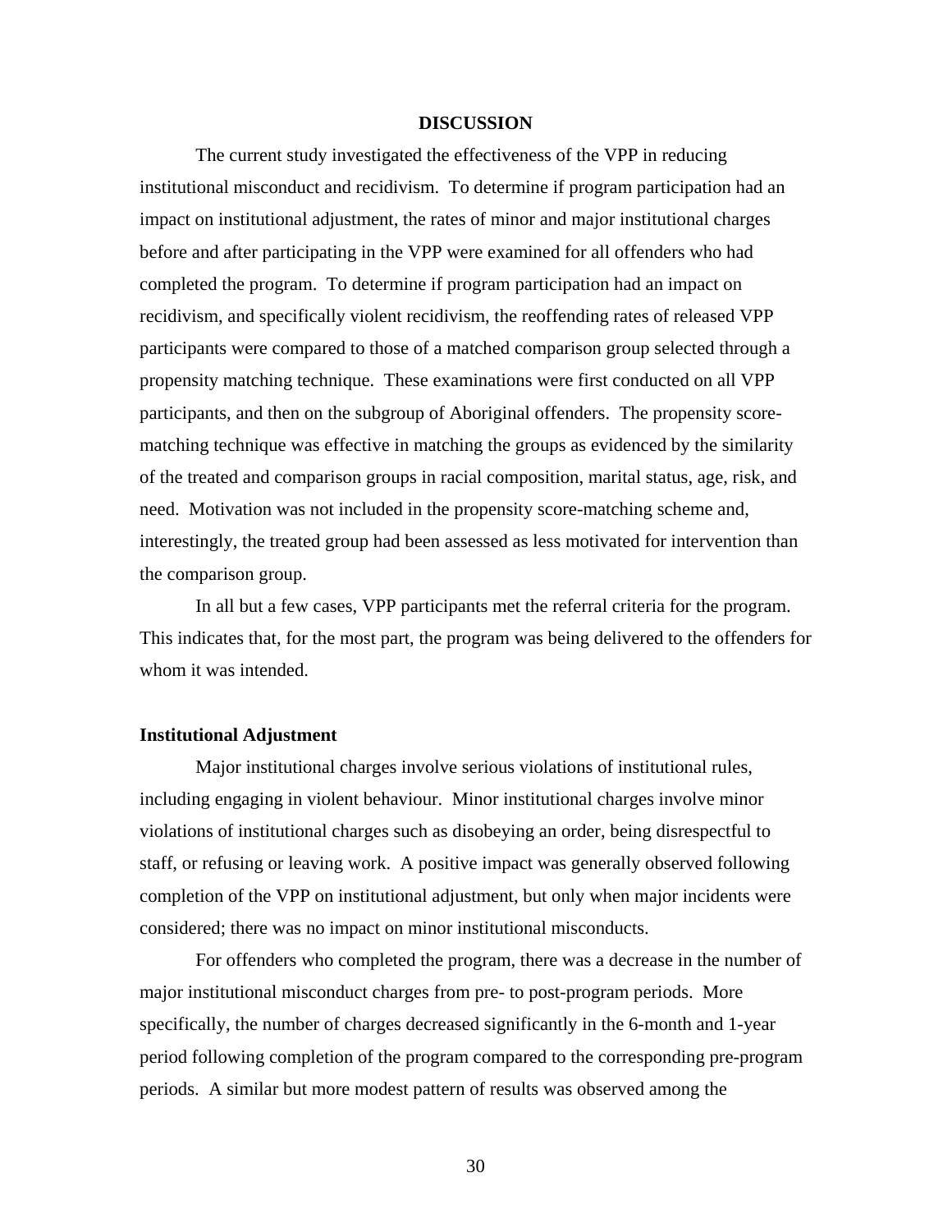# DISCUSSION

The current study investigated the effectiveness of the VPP in reducing institutional misconduct and recidivism. To determine if program participation had an impact on institutional adjustment, the rates of minor and major institutional charges before and after participating in the VPP were examined for all offenders who had completed the program. To determine if program participation had an impact on recidivism, and specifically violent recidivism, the reoffending rates of released VPP participants were compared to those of a matched comparison group selected through a propensity matching technique. These examinations were first conducted on all VPP participants, and then on the subgroup of Aboriginal offenders. The propensity score-matching technique was effective in matching the groups as evidenced by the similarity of the treated and comparison groups in racial composition, marital status, age, risk, and need. Motivation was not included in the propensity score-matching scheme and, interestingly, the treated group had been assessed as less motivated for intervention than the comparison group.

In all but a few cases, VPP participants met the referral criteria for the program. This indicates that, for the most part, the program was being delivered to the offenders for whom it was intended.

## Institutional Adjustment

Major institutional charges involve serious violations of institutional rules, including engaging in violent behaviour. Minor institutional charges involve minor violations of institutional charges such as disobeying an order, being disrespectful to staff, or refusing or leaving work. A positive impact was generally observed following completion of the VPP on institutional adjustment, but only when major incidents were considered; there was no impact on minor institutional misconducts.

For offenders who completed the program, there was a decrease in the number of major institutional misconduct charges from pre- to post-program periods. More specifically, the number of charges decreased significantly in the 6-month and 1-year period following completion of the program compared to the corresponding pre-program periods. A similar but more modest pattern of results was observed among the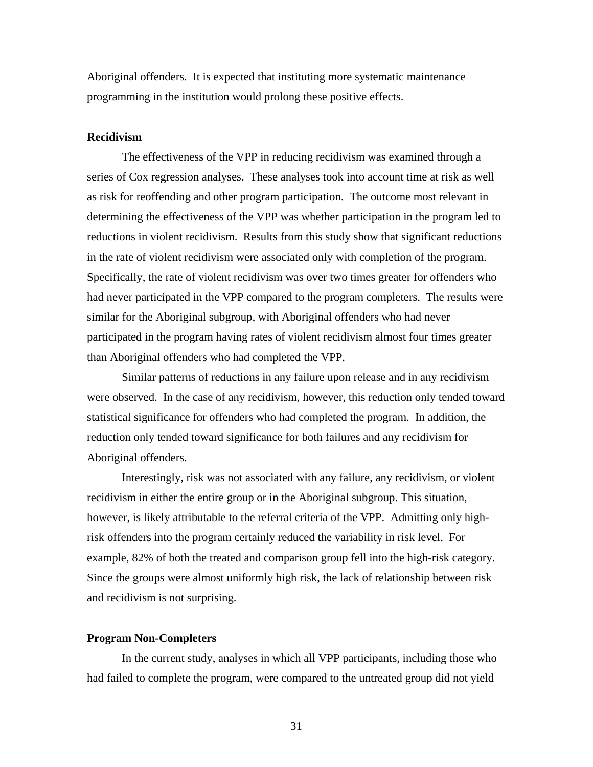Aboriginal offenders. It is expected that instituting more systematic maintenance programming in the institution would prolong these positive effects.

**Recidivism**

The effectiveness of the VPP in reducing recidivism was examined through a series of Cox regression analyses. These analyses took into account time at risk as well as risk for reoffending and other program participation. The outcome most relevant in determining the effectiveness of the VPP was whether participation in the program led to reductions in violent recidivism. Results from this study show that significant reductions in the rate of violent recidivism were associated only with completion of the program. Specifically, the rate of violent recidivism was over two times greater for offenders who had never participated in the VPP compared to the program completers. The results were similar for the Aboriginal subgroup, with Aboriginal offenders who had never participated in the program having rates of violent recidivism almost four times greater than Aboriginal offenders who had completed the VPP.

Similar patterns of reductions in any failure upon release and in any recidivism were observed. In the case of any recidivism, however, this reduction only tended toward statistical significance for offenders who had completed the program. In addition, the reduction only tended toward significance for both failures and any recidivism for Aboriginal offenders.

Interestingly, risk was not associated with any failure, any recidivism, or violent recidivism in either the entire group or in the Aboriginal subgroup. This situation, however, is likely attributable to the referral criteria of the VPP. Admitting only high-risk offenders into the program certainly reduced the variability in risk level. For example, 82% of both the treated and comparison group fell into the high-risk category. Since the groups were almost uniformly high risk, the lack of relationship between risk and recidivism is not surprising.

**Program Non-Completers**

In the current study, analyses in which all VPP participants, including those who had failed to complete the program, were compared to the untreated group did not yield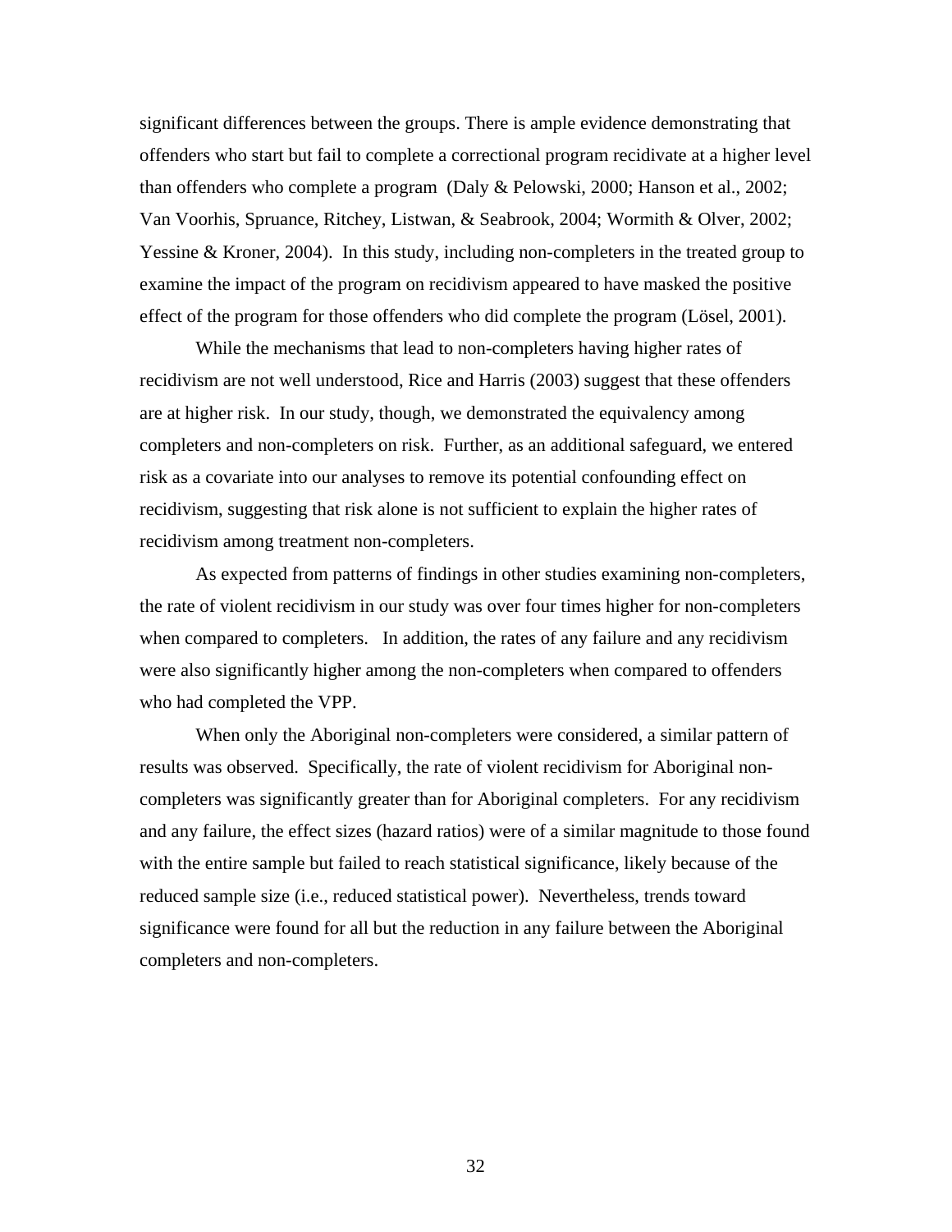significant differences between the groups. There is ample evidence demonstrating that offenders who start but fail to complete a correctional program recidivate at a higher level than offenders who complete a program (Daly & Pelowski, 2000; Hanson et al., 2002; Van Voorhis, Spruance, Ritchey, Listwan, & Seabrook, 2004; Wormith & Olver, 2002; Yessine & Kroner, 2004). In this study, including non-completers in the treated group to examine the impact of the program on recidivism appeared to have masked the positive effect of the program for those offenders who did complete the program (Lösel, 2001).

While the mechanisms that lead to non-completers having higher rates of recidivism are not well understood, Rice and Harris (2003) suggest that these offenders are at higher risk. In our study, though, we demonstrated the equivalency among completers and non-completers on risk. Further, as an additional safeguard, we entered risk as a covariate into our analyses to remove its potential confounding effect on recidivism, suggesting that risk alone is not sufficient to explain the higher rates of recidivism among treatment non-completers.

As expected from patterns of findings in other studies examining non-completers, the rate of violent recidivism in our study was over four times higher for non-completers when compared to completers. In addition, the rates of any failure and any recidivism were also significantly higher among the non-completers when compared to offenders who had completed the VPP.

When only the Aboriginal non-completers were considered, a similar pattern of results was observed. Specifically, the rate of violent recidivism for Aboriginal non-completers was significantly greater than for Aboriginal completers. For any recidivism and any failure, the effect sizes (hazard ratios) were of a similar magnitude to those found with the entire sample but failed to reach statistical significance, likely because of the reduced sample size (i.e., reduced statistical power). Nevertheless, trends toward significance were found for all but the reduction in any failure between the Aboriginal completers and non-completers.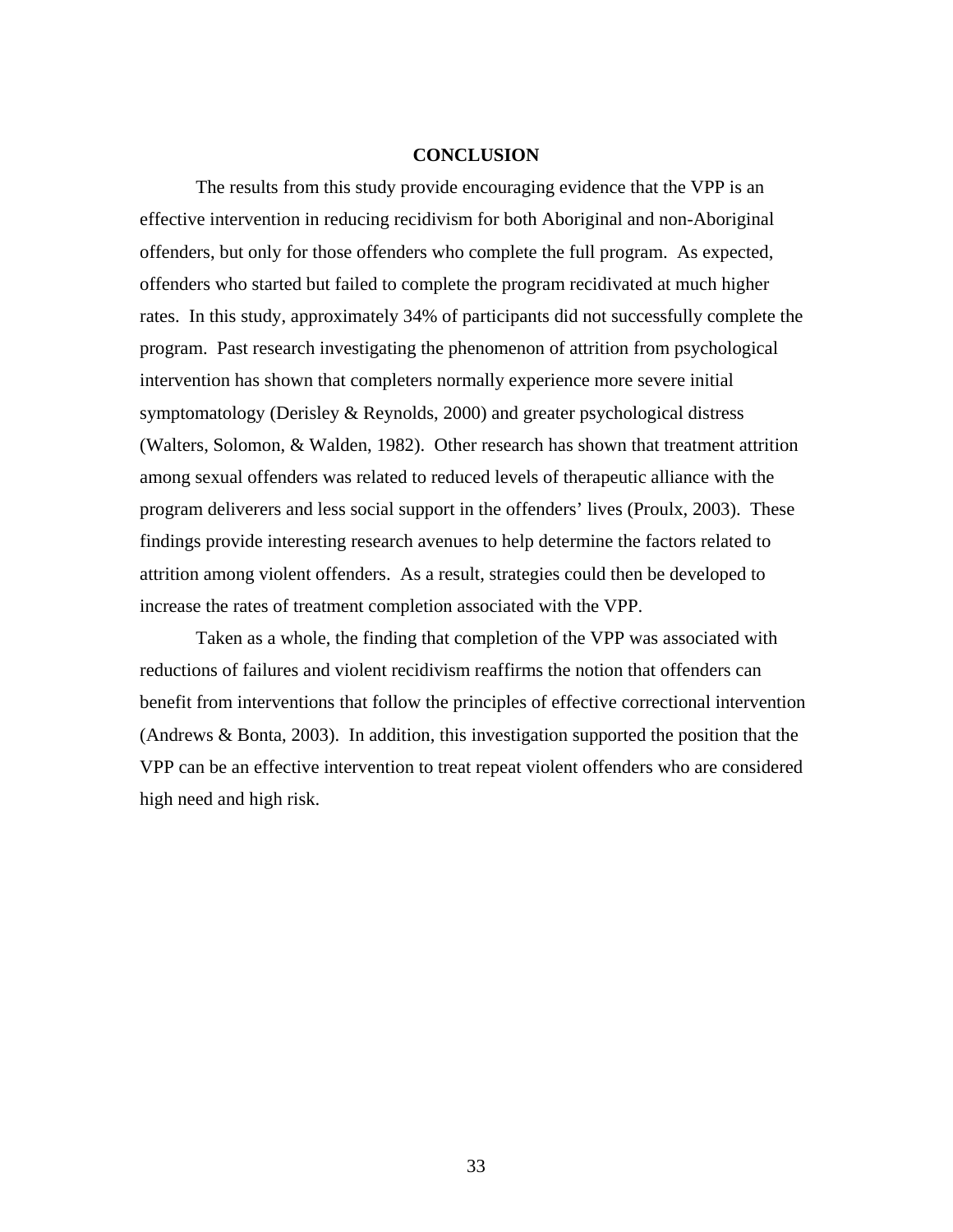# CONCLUSION

The results from this study provide encouraging evidence that the VPP is an effective intervention in reducing recidivism for both Aboriginal and non-Aboriginal offenders, but only for those offenders who complete the full program. As expected, offenders who started but failed to complete the program recidivated at much higher rates. In this study, approximately 34% of participants did not successfully complete the program. Past research investigating the phenomenon of attrition from psychological intervention has shown that completers normally experience more severe initial symptomatology (Derisley & Reynolds, 2000) and greater psychological distress (Walters, Solomon, & Walden, 1982). Other research has shown that treatment attrition among sexual offenders was related to reduced levels of therapeutic alliance with the program deliverers and less social support in the offenders' lives (Proulx, 2003). These findings provide interesting research avenues to help determine the factors related to attrition among violent offenders. As a result, strategies could then be developed to increase the rates of treatment completion associated with the VPP.

Taken as a whole, the finding that completion of the VPP was associated with reductions of failures and violent recidivism reaffirms the notion that offenders can benefit from interventions that follow the principles of effective correctional intervention (Andrews & Bonta, 2003). In addition, this investigation supported the position that the VPP can be an effective intervention to treat repeat violent offenders who are considered high need and high risk.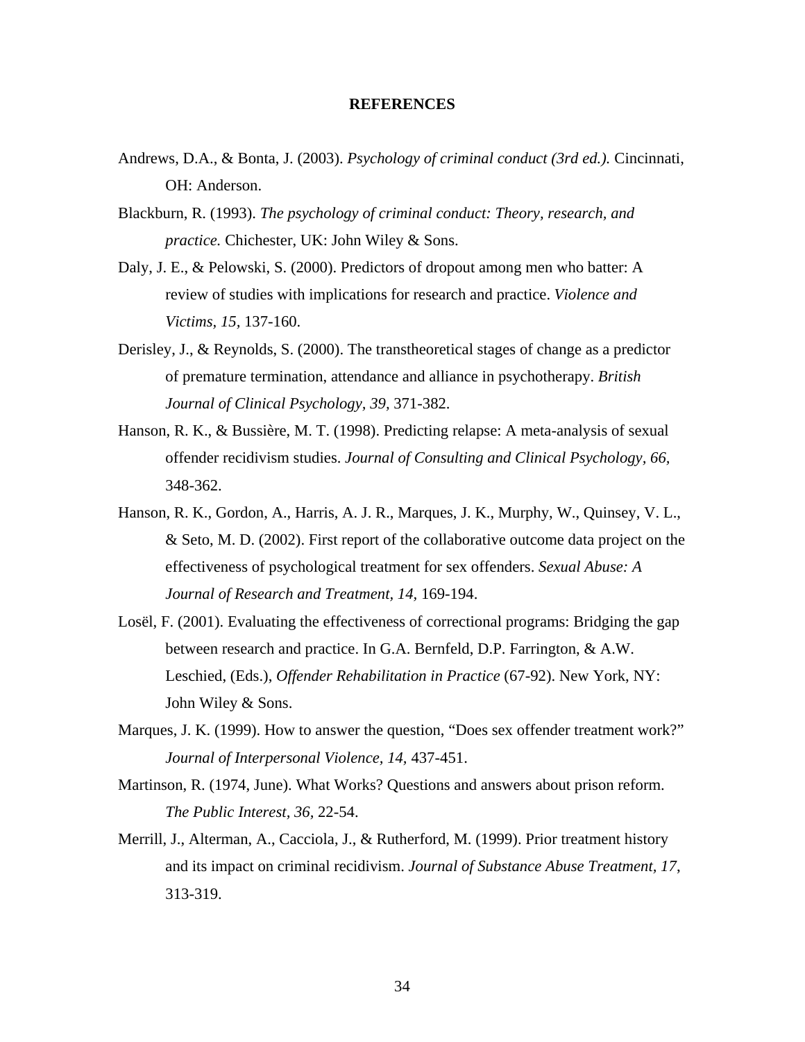# REFERENCES

Andrews, D.A., & Bonta, J. (2003). *Psychology of criminal conduct (3rd ed.).* Cincinnati, OH: Anderson.

Blackburn, R. (1993). *The psychology of criminal conduct: Theory, research, and practice.* Chichester, UK: John Wiley & Sons.

Daly, J. E., & Pelowski, S. (2000). Predictors of dropout among men who batter: A review of studies with implications for research and practice. *Violence and Victims, 15*, 137-160.

Derisley, J., & Reynolds, S. (2000). The transtheoretical stages of change as a predictor of premature termination, attendance and alliance in psychotherapy. *British Journal of Clinical Psychology, 39,* 371-382.

Hanson, R. K., & Bussière, M. T. (1998). Predicting relapse: A meta-analysis of sexual offender recidivism studies. *Journal of Consulting and Clinical Psychology, 66,* 348-362.

Hanson, R. K., Gordon, A., Harris, A. J. R., Marques, J. K., Murphy, W., Quinsey, V. L., & Seto, M. D. (2002). First report of the collaborative outcome data project on the effectiveness of psychological treatment for sex offenders. *Sexual Abuse: A Journal of Research and Treatment, 14*, 169-194.

Losël, F. (2001). Evaluating the effectiveness of correctional programs: Bridging the gap between research and practice. In G.A. Bernfeld, D.P. Farrington, & A.W. Leschied, (Eds.), *Offender Rehabilitation in Practice* (67-92). New York, NY: John Wiley & Sons.

Marques, J. K. (1999). How to answer the question, "Does sex offender treatment work?" *Journal of Interpersonal Violence, 14,* 437-451.

Martinson, R. (1974, June). What Works? Questions and answers about prison reform. *The Public Interest, 36,* 22-54.

Merrill, J., Alterman, A., Cacciola, J., & Rutherford, M. (1999). Prior treatment history and its impact on criminal recidivism. *Journal of Substance Abuse Treatment, 17*, 313-319.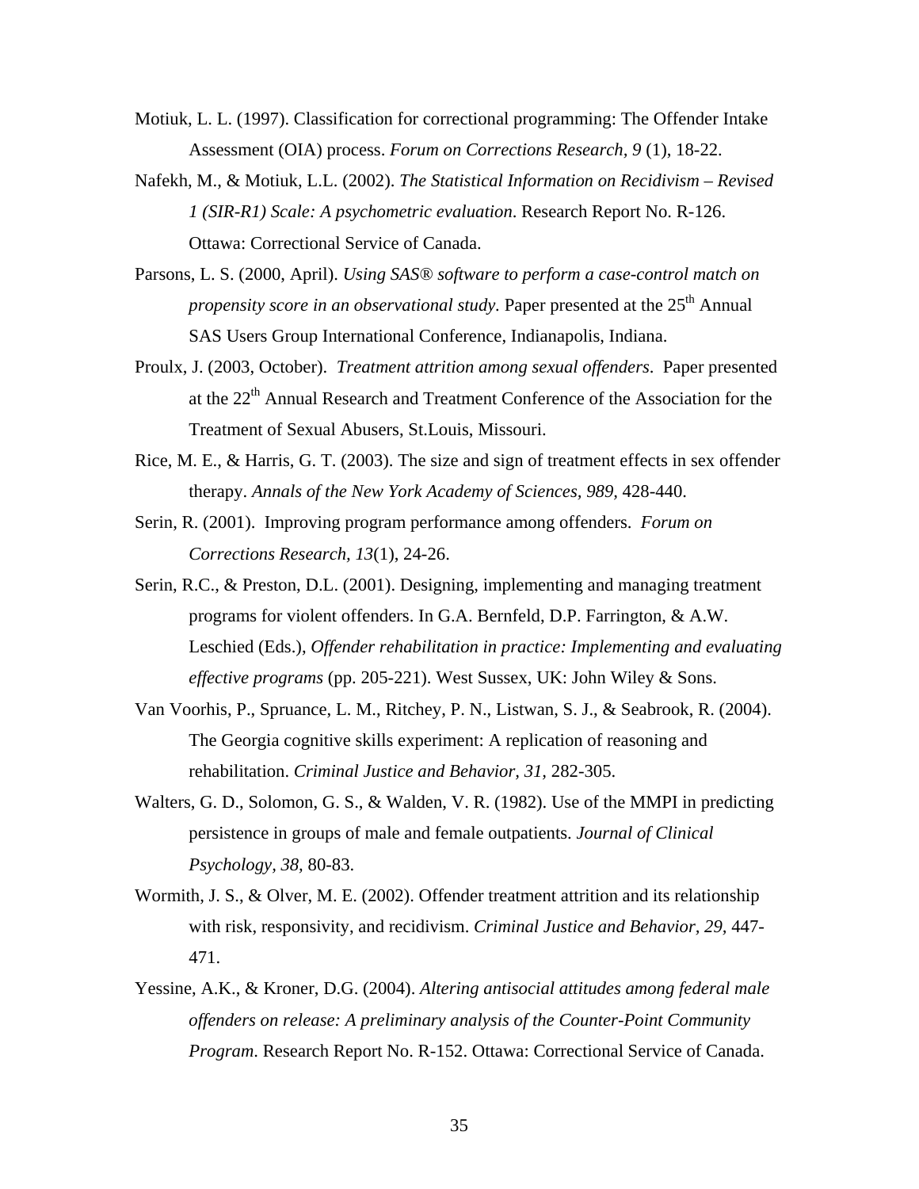Motiuk, L. L. (1997). Classification for correctional programming: The Offender Intake Assessment (OIA) process. *Forum on Corrections Research, 9* (1), 18-22.

Nafekh, M., & Motiuk, L.L. (2002). *The Statistical Information on Recidivism – Revised 1 (SIR-R1) Scale: A psychometric evaluation*. Research Report No. R-126. Ottawa: Correctional Service of Canada.

Parsons, L. S. (2000, April). *Using SAS® software to perform a case-control match on propensity score in an observational study*. Paper presented at the 25th Annual SAS Users Group International Conference, Indianapolis, Indiana.

Proulx, J. (2003, October). *Treatment attrition among sexual offenders*. Paper presented at the 22th Annual Research and Treatment Conference of the Association for the Treatment of Sexual Abusers, St.Louis, Missouri.

Rice, M. E., & Harris, G. T. (2003). The size and sign of treatment effects in sex offender therapy. *Annals of the New York Academy of Sciences, 989,* 428-440.

Serin, R. (2001). Improving program performance among offenders. *Forum on Corrections Research, 13*(1), 24-26.

Serin, R.C., & Preston, D.L. (2001). Designing, implementing and managing treatment programs for violent offenders. In G.A. Bernfeld, D.P. Farrington, & A.W. Leschied (Eds.), *Offender rehabilitation in practice: Implementing and evaluating effective programs* (pp. 205-221). West Sussex, UK: John Wiley & Sons.

Van Voorhis, P., Spruance, L. M., Ritchey, P. N., Listwan, S. J., & Seabrook, R. (2004). The Georgia cognitive skills experiment: A replication of reasoning and rehabilitation. *Criminal Justice and Behavior, 31,* 282-305.

Walters, G. D., Solomon, G. S., & Walden, V. R. (1982). Use of the MMPI in predicting persistence in groups of male and female outpatients. *Journal of Clinical Psychology, 38,* 80-83.

Wormith, J. S., & Olver, M. E. (2002). Offender treatment attrition and its relationship with risk, responsivity, and recidivism. *Criminal Justice and Behavior, 29,* 447-471.

Yessine, A.K., & Kroner, D.G. (2004). *Altering antisocial attitudes among federal male offenders on release: A preliminary analysis of the Counter-Point Community Program*. Research Report No. R-152. Ottawa: Correctional Service of Canada.